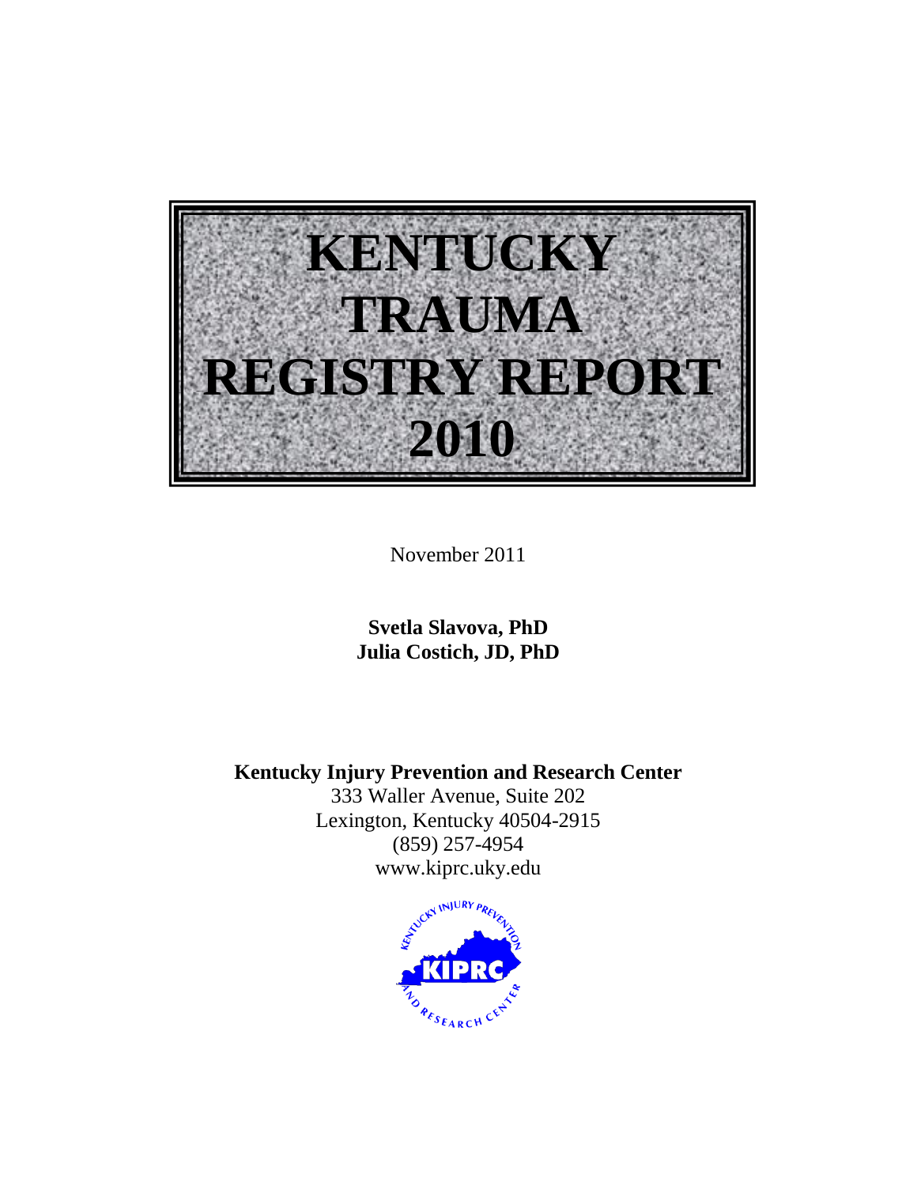# KENTUCKY TRAUMA REGISTRY REPORT 2010

November 2011

**Svetla Slavova, PhD**
**Julia Costich, JD, PhD**

**Kentucky Injury Prevention and Research Center**
333 Waller Avenue, Suite 202
Lexington, Kentucky 40504-2915
(859) 257-4954
www.kiprc.uky.edu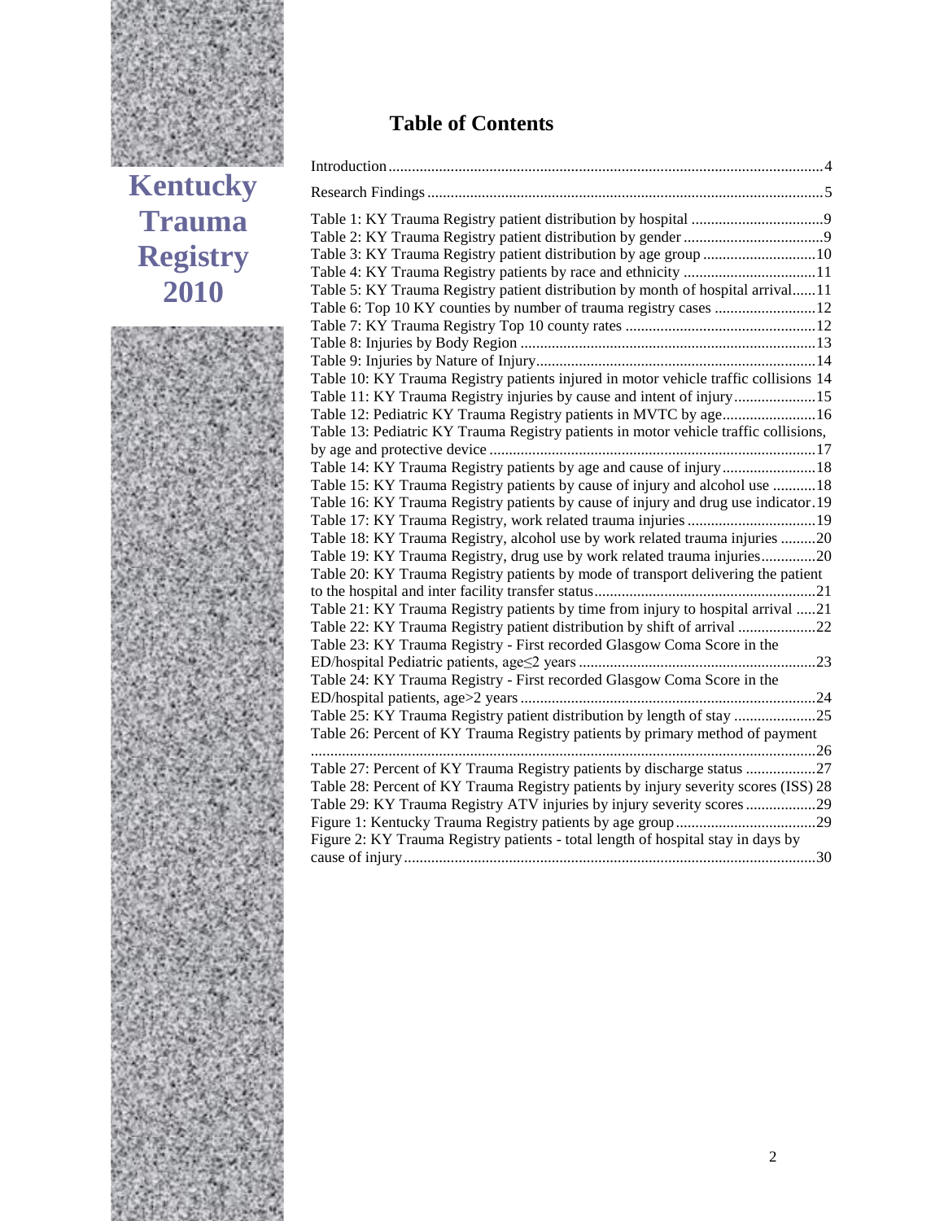**Kentucky Trauma Registry 2010**

# Table of Contents

Introduction....................................................................................................4

Research Findings..........................................................................................5

Table 1: KY Trauma Registry patient distribution by hospital ..................................9
Table 2: KY Trauma Registry patient distribution by gender....................................9
Table 3: KY Trauma Registry patient distribution by age group .............................10
Table 4: KY Trauma Registry patients by race and ethnicity ..................................11
Table 5: KY Trauma Registry patient distribution by month of hospital arrival......11
Table 6: Top 10 KY counties by number of trauma registry cases ..........................12
Table 7: KY Trauma Registry Top 10 county rates .................................................12
Table 8: Injuries by Body Region ...........................................................................13
Table 9: Injuries by Nature of Injury........................................................................14
Table 10: KY Trauma Registry patients injured in motor vehicle traffic collisions 14
Table 11: KY Trauma Registry injuries by cause and intent of injury.....................15
Table 12: Pediatric KY Trauma Registry patients in MVTC by age........................16
Table 13: Pediatric KY Trauma Registry patients in motor vehicle traffic collisions, by age and protective device ...................................................................................17
Table 14: KY Trauma Registry patients by age and cause of injury........................18
Table 15: KY Trauma Registry patients by cause of injury and alcohol use ...........18
Table 16: KY Trauma Registry patients by cause of injury and drug use indicator.19
Table 17: KY Trauma Registry, work related trauma injuries .................................19
Table 18: KY Trauma Registry, alcohol use by work related trauma injuries .........20
Table 19: KY Trauma Registry, drug use by work related trauma injuries..............20
Table 20: KY Trauma Registry patients by mode of transport delivering the patient to the hospital and inter facility transfer status.........................................................21
Table 21: KY Trauma Registry patients by time from injury to hospital arrival .....21
Table 22: KY Trauma Registry patient distribution by shift of arrival ....................22
Table 23: KY Trauma Registry - First recorded Glasgow Coma Score in the ED/hospital Pediatric patients, age≤2 years ............................................................23
Table 24: KY Trauma Registry - First recorded Glasgow Coma Score in the ED/hospital patients, age>2 years ...........................................................................24
Table 25: KY Trauma Registry patient distribution by length of stay .....................25
Table 26: Percent of KY Trauma Registry patients by primary method of payment ................................................................................................................................26
Table 27: Percent of KY Trauma Registry patients by discharge status ..................27
Table 28: Percent of KY Trauma Registry patients by injury severity scores (ISS) 28
Table 29: KY Trauma Registry ATV injuries by injury severity scores..................29
Figure 1: Kentucky Trauma Registry patients by age group....................................29
Figure 2: KY Trauma Registry patients - total length of hospital stay in days by cause of injury.........................................................................................................30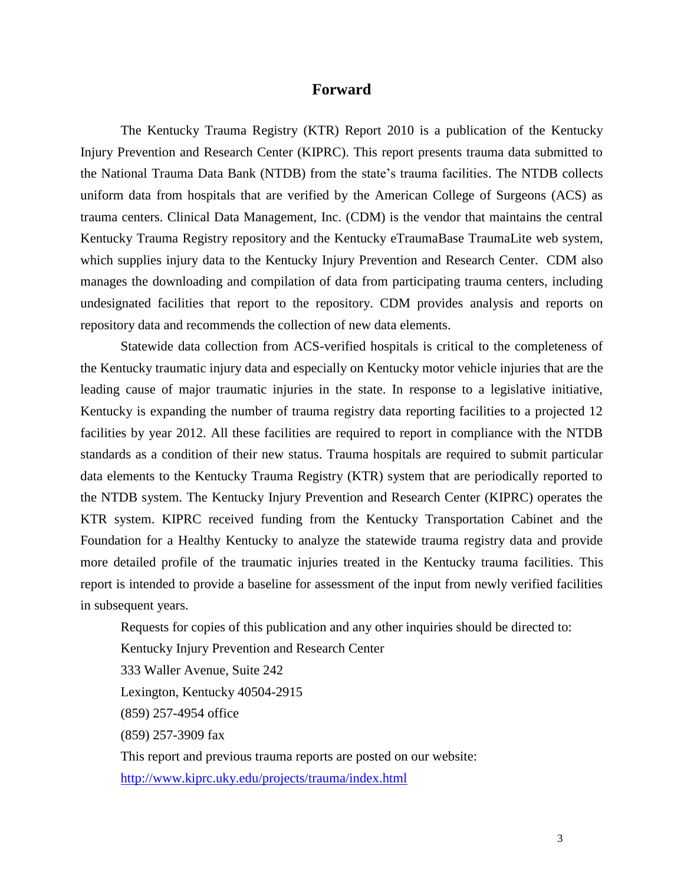# Forward

The Kentucky Trauma Registry (KTR) Report 2010 is a publication of the Kentucky Injury Prevention and Research Center (KIPRC). This report presents trauma data submitted to the National Trauma Data Bank (NTDB) from the state's trauma facilities. The NTDB collects uniform data from hospitals that are verified by the American College of Surgeons (ACS) as trauma centers. Clinical Data Management, Inc. (CDM) is the vendor that maintains the central Kentucky Trauma Registry repository and the Kentucky eTraumaBase TraumaLite web system, which supplies injury data to the Kentucky Injury Prevention and Research Center. CDM also manages the downloading and compilation of data from participating trauma centers, including undesignated facilities that report to the repository. CDM provides analysis and reports on repository data and recommends the collection of new data elements.

Statewide data collection from ACS-verified hospitals is critical to the completeness of the Kentucky traumatic injury data and especially on Kentucky motor vehicle injuries that are the leading cause of major traumatic injuries in the state. In response to a legislative initiative, Kentucky is expanding the number of trauma registry data reporting facilities to a projected 12 facilities by year 2012. All these facilities are required to report in compliance with the NTDB standards as a condition of their new status. Trauma hospitals are required to submit particular data elements to the Kentucky Trauma Registry (KTR) system that are periodically reported to the NTDB system. The Kentucky Injury Prevention and Research Center (KIPRC) operates the KTR system. KIPRC received funding from the Kentucky Transportation Cabinet and the Foundation for a Healthy Kentucky to analyze the statewide trauma registry data and provide more detailed profile of the traumatic injuries treated in the Kentucky trauma facilities. This report is intended to provide a baseline for assessment of the input from newly verified facilities in subsequent years.

Requests for copies of this publication and any other inquiries should be directed to:

Kentucky Injury Prevention and Research Center

333 Waller Avenue, Suite 242

Lexington, Kentucky 40504-2915

(859) 257-4954 office

(859) 257-3909 fax

This report and previous trauma reports are posted on our website:

http://www.kiprc.uky.edu/projects/trauma/index.html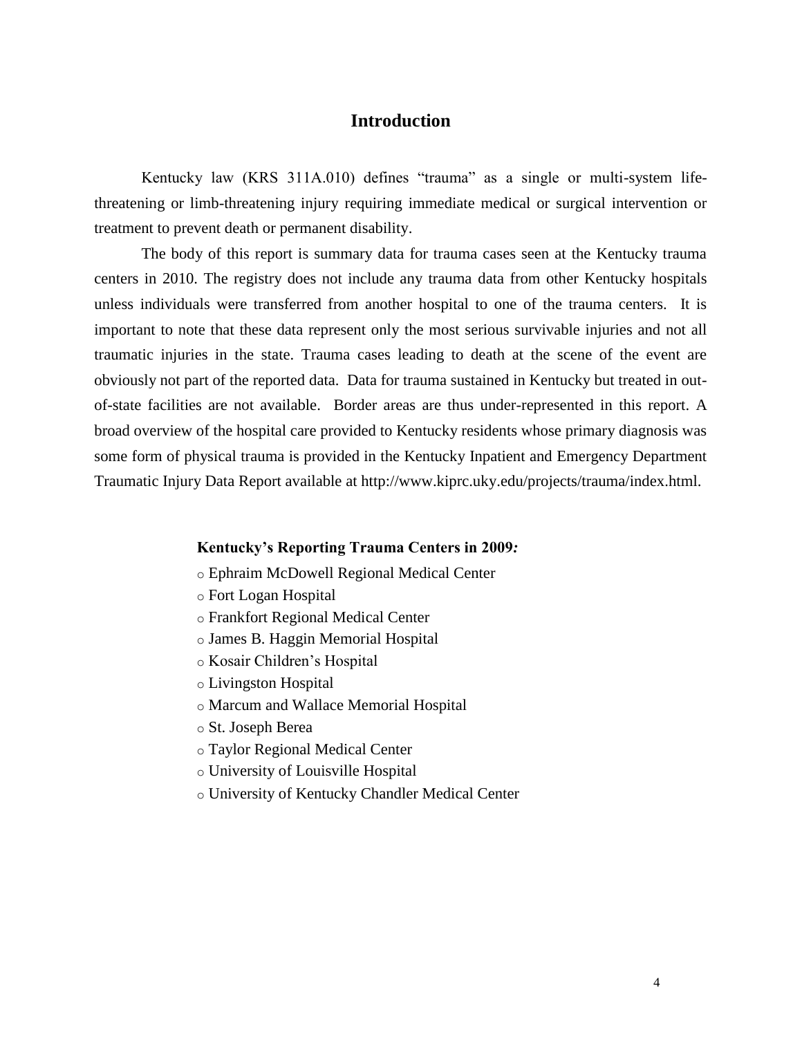# Introduction

Kentucky law (KRS 311A.010) defines "trauma" as a single or multi-system life-threatening or limb-threatening injury requiring immediate medical or surgical intervention or treatment to prevent death or permanent disability.

The body of this report is summary data for trauma cases seen at the Kentucky trauma centers in 2010. The registry does not include any trauma data from other Kentucky hospitals unless individuals were transferred from another hospital to one of the trauma centers. It is important to note that these data represent only the most serious survivable injuries and not all traumatic injuries in the state. Trauma cases leading to death at the scene of the event are obviously not part of the reported data. Data for trauma sustained in Kentucky but treated in out-of-state facilities are not available. Border areas are thus under-represented in this report. A broad overview of the hospital care provided to Kentucky residents whose primary diagnosis was some form of physical trauma is provided in the Kentucky Inpatient and Emergency Department Traumatic Injury Data Report available at http://www.kiprc.uky.edu/projects/trauma/index.html.

**Kentucky's Reporting Trauma Centers in 2009*:***

- Ephraim McDowell Regional Medical Center
- Fort Logan Hospital
- Frankfort Regional Medical Center
- James B. Haggin Memorial Hospital
- Kosair Children's Hospital
- Livingston Hospital
- Marcum and Wallace Memorial Hospital
- St. Joseph Berea
- Taylor Regional Medical Center
- University of Louisville Hospital
- University of Kentucky Chandler Medical Center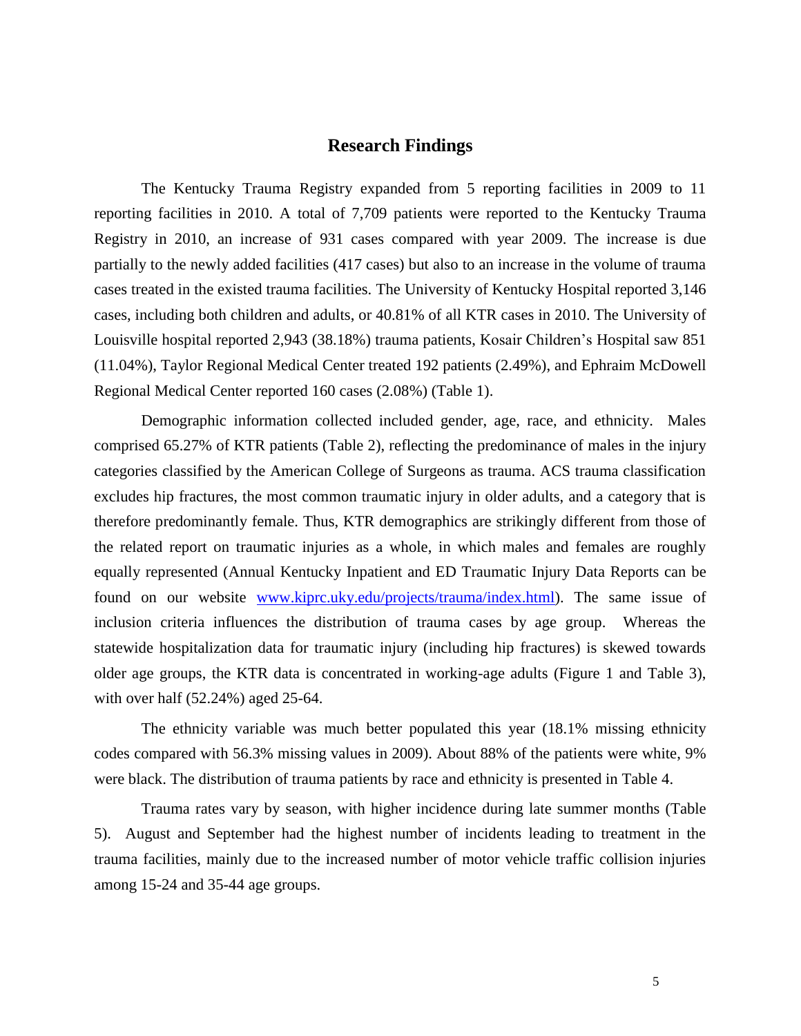## Research Findings

The Kentucky Trauma Registry expanded from 5 reporting facilities in 2009 to 11 reporting facilities in 2010. A total of 7,709 patients were reported to the Kentucky Trauma Registry in 2010, an increase of 931 cases compared with year 2009. The increase is due partially to the newly added facilities (417 cases) but also to an increase in the volume of trauma cases treated in the existed trauma facilities. The University of Kentucky Hospital reported 3,146 cases, including both children and adults, or 40.81% of all KTR cases in 2010. The University of Louisville hospital reported 2,943 (38.18%) trauma patients, Kosair Children's Hospital saw 851 (11.04%), Taylor Regional Medical Center treated 192 patients (2.49%), and Ephraim McDowell Regional Medical Center reported 160 cases (2.08%) (Table 1).

Demographic information collected included gender, age, race, and ethnicity. Males comprised 65.27% of KTR patients (Table 2), reflecting the predominance of males in the injury categories classified by the American College of Surgeons as trauma. ACS trauma classification excludes hip fractures, the most common traumatic injury in older adults, and a category that is therefore predominantly female. Thus, KTR demographics are strikingly different from those of the related report on traumatic injuries as a whole, in which males and females are roughly equally represented (Annual Kentucky Inpatient and ED Traumatic Injury Data Reports can be found on our website www.kiprc.uky.edu/projects/trauma/index.html). The same issue of inclusion criteria influences the distribution of trauma cases by age group. Whereas the statewide hospitalization data for traumatic injury (including hip fractures) is skewed towards older age groups, the KTR data is concentrated in working-age adults (Figure 1 and Table 3), with over half (52.24%) aged 25-64.

The ethnicity variable was much better populated this year (18.1% missing ethnicity codes compared with 56.3% missing values in 2009). About 88% of the patients were white, 9% were black. The distribution of trauma patients by race and ethnicity is presented in Table 4.

Trauma rates vary by season, with higher incidence during late summer months (Table 5). August and September had the highest number of incidents leading to treatment in the trauma facilities, mainly due to the increased number of motor vehicle traffic collision injuries among 15-24 and 35-44 age groups.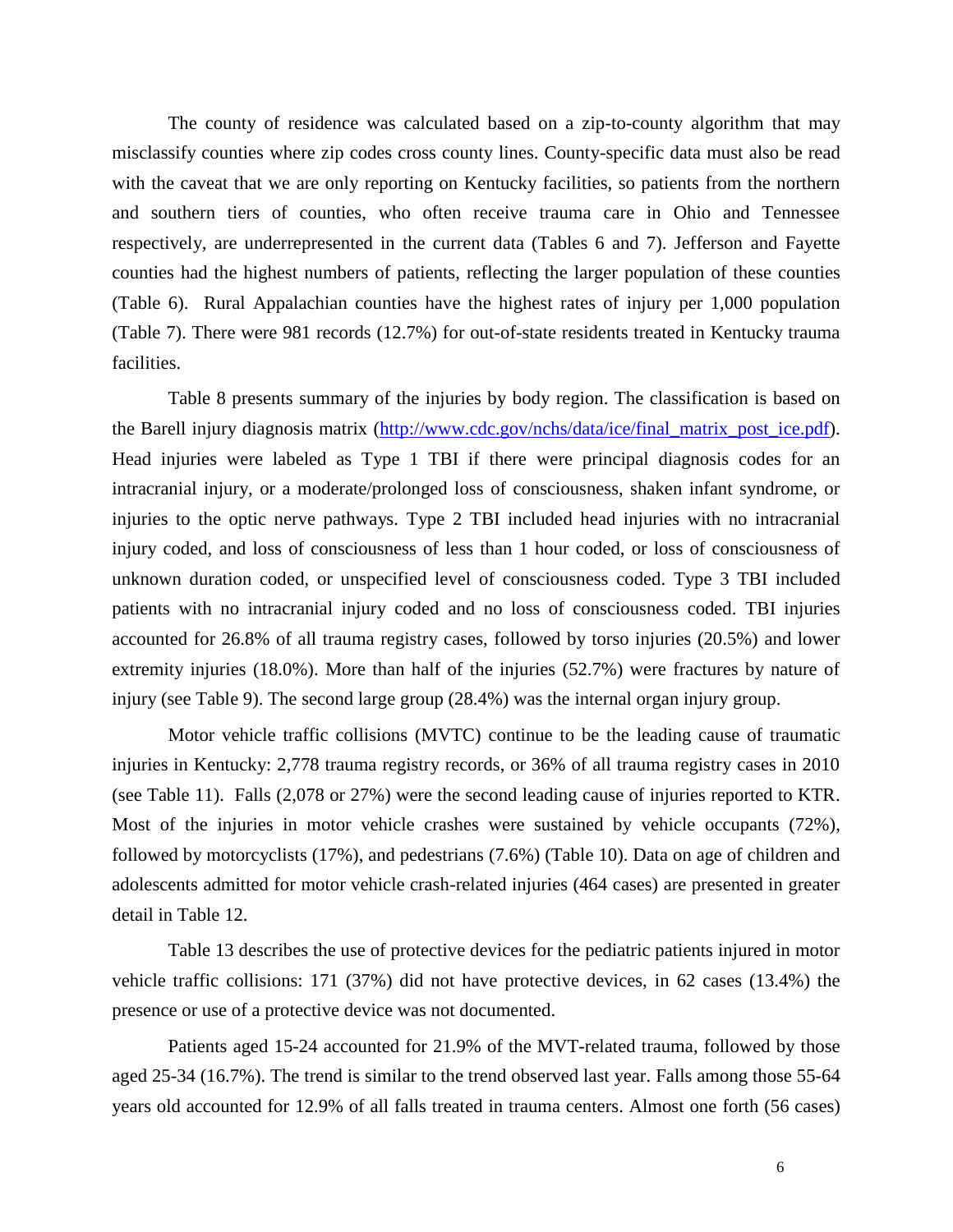The county of residence was calculated based on a zip-to-county algorithm that may misclassify counties where zip codes cross county lines. County-specific data must also be read with the caveat that we are only reporting on Kentucky facilities, so patients from the northern and southern tiers of counties, who often receive trauma care in Ohio and Tennessee respectively, are underrepresented in the current data (Tables 6 and 7). Jefferson and Fayette counties had the highest numbers of patients, reflecting the larger population of these counties (Table 6). Rural Appalachian counties have the highest rates of injury per 1,000 population (Table 7). There were 981 records (12.7%) for out-of-state residents treated in Kentucky trauma facilities.

Table 8 presents summary of the injuries by body region. The classification is based on the Barell injury diagnosis matrix (http://www.cdc.gov/nchs/data/ice/final_matrix_post_ice.pdf). Head injuries were labeled as Type 1 TBI if there were principal diagnosis codes for an intracranial injury, or a moderate/prolonged loss of consciousness, shaken infant syndrome, or injuries to the optic nerve pathways. Type 2 TBI included head injuries with no intracranial injury coded, and loss of consciousness of less than 1 hour coded, or loss of consciousness of unknown duration coded, or unspecified level of consciousness coded. Type 3 TBI included patients with no intracranial injury coded and no loss of consciousness coded. TBI injuries accounted for 26.8% of all trauma registry cases, followed by torso injuries (20.5%) and lower extremity injuries (18.0%). More than half of the injuries (52.7%) were fractures by nature of injury (see Table 9). The second large group (28.4%) was the internal organ injury group.

Motor vehicle traffic collisions (MVTC) continue to be the leading cause of traumatic injuries in Kentucky: 2,778 trauma registry records, or 36% of all trauma registry cases in 2010 (see Table 11). Falls (2,078 or 27%) were the second leading cause of injuries reported to KTR. Most of the injuries in motor vehicle crashes were sustained by vehicle occupants (72%), followed by motorcyclists (17%), and pedestrians (7.6%) (Table 10). Data on age of children and adolescents admitted for motor vehicle crash-related injuries (464 cases) are presented in greater detail in Table 12.

Table 13 describes the use of protective devices for the pediatric patients injured in motor vehicle traffic collisions: 171 (37%) did not have protective devices, in 62 cases (13.4%) the presence or use of a protective device was not documented.

Patients aged 15-24 accounted for 21.9% of the MVT-related trauma, followed by those aged 25-34 (16.7%). The trend is similar to the trend observed last year. Falls among those 55-64 years old accounted for 12.9% of all falls treated in trauma centers. Almost one forth (56 cases)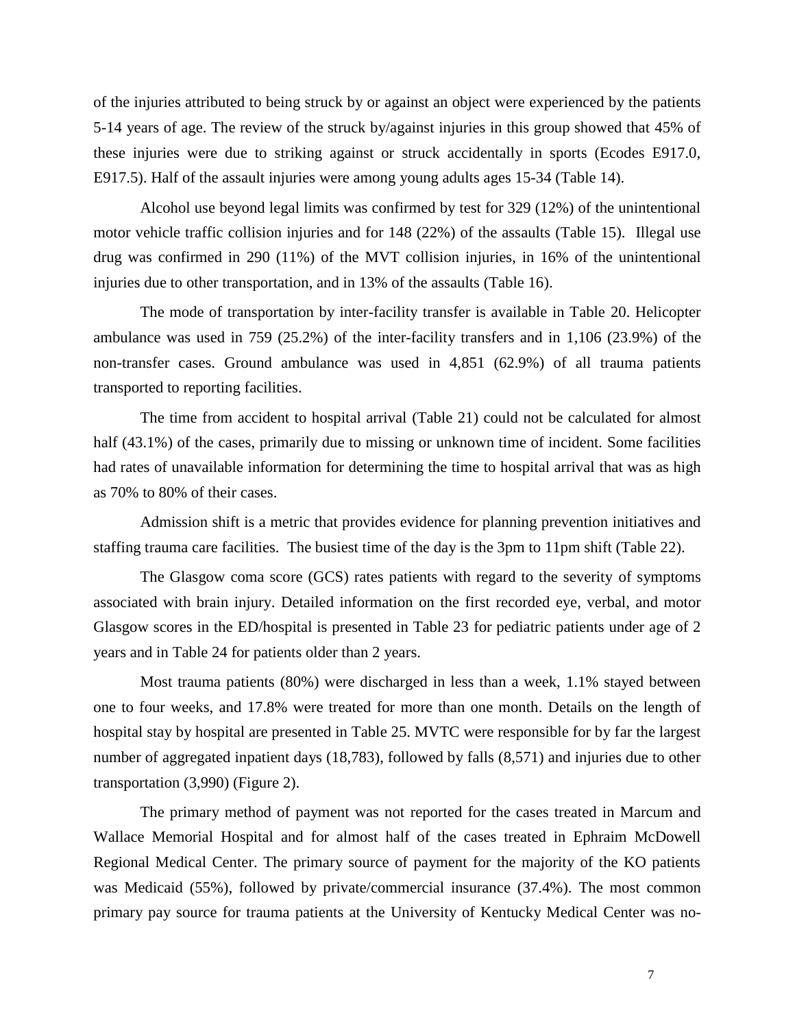of the injuries attributed to being struck by or against an object were experienced by the patients 5-14 years of age. The review of the struck by/against injuries in this group showed that 45% of these injuries were due to striking against or struck accidentally in sports (Ecodes E917.0, E917.5). Half of the assault injuries were among young adults ages 15-34 (Table 14).

Alcohol use beyond legal limits was confirmed by test for 329 (12%) of the unintentional motor vehicle traffic collision injuries and for 148 (22%) of the assaults (Table 15). Illegal use drug was confirmed in 290 (11%) of the MVT collision injuries, in 16% of the unintentional injuries due to other transportation, and in 13% of the assaults (Table 16).

The mode of transportation by inter-facility transfer is available in Table 20. Helicopter ambulance was used in 759 (25.2%) of the inter-facility transfers and in 1,106 (23.9%) of the non-transfer cases. Ground ambulance was used in 4,851 (62.9%) of all trauma patients transported to reporting facilities.

The time from accident to hospital arrival (Table 21) could not be calculated for almost half (43.1%) of the cases, primarily due to missing or unknown time of incident. Some facilities had rates of unavailable information for determining the time to hospital arrival that was as high as 70% to 80% of their cases.

Admission shift is a metric that provides evidence for planning prevention initiatives and staffing trauma care facilities. The busiest time of the day is the 3pm to 11pm shift (Table 22).

The Glasgow coma score (GCS) rates patients with regard to the severity of symptoms associated with brain injury. Detailed information on the first recorded eye, verbal, and motor Glasgow scores in the ED/hospital is presented in Table 23 for pediatric patients under age of 2 years and in Table 24 for patients older than 2 years.

Most trauma patients (80%) were discharged in less than a week, 1.1% stayed between one to four weeks, and 17.8% were treated for more than one month. Details on the length of hospital stay by hospital are presented in Table 25. MVTC were responsible for by far the largest number of aggregated inpatient days (18,783), followed by falls (8,571) and injuries due to other transportation (3,990) (Figure 2).

The primary method of payment was not reported for the cases treated in Marcum and Wallace Memorial Hospital and for almost half of the cases treated in Ephraim McDowell Regional Medical Center. The primary source of payment for the majority of the KO patients was Medicaid (55%), followed by private/commercial insurance (37.4%). The most common primary pay source for trauma patients at the University of Kentucky Medical Center was no-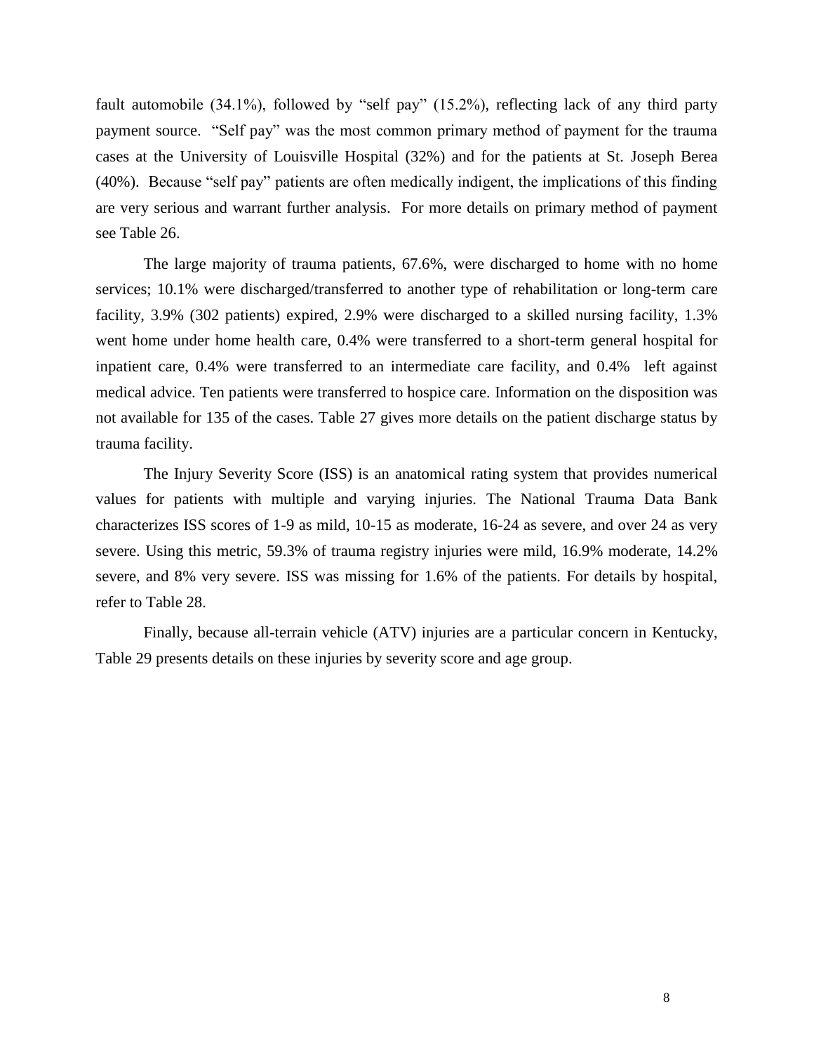fault automobile (34.1%), followed by “self pay” (15.2%), reflecting lack of any third party payment source. “Self pay” was the most common primary method of payment for the trauma cases at the University of Louisville Hospital (32%) and for the patients at St. Joseph Berea (40%). Because “self pay” patients are often medically indigent, the implications of this finding are very serious and warrant further analysis. For more details on primary method of payment see Table 26.

The large majority of trauma patients, 67.6%, were discharged to home with no home services; 10.1% were discharged/transferred to another type of rehabilitation or long-term care facility, 3.9% (302 patients) expired, 2.9% were discharged to a skilled nursing facility, 1.3% went home under home health care, 0.4% were transferred to a short-term general hospital for inpatient care, 0.4% were transferred to an intermediate care facility, and 0.4% left against medical advice. Ten patients were transferred to hospice care. Information on the disposition was not available for 135 of the cases. Table 27 gives more details on the patient discharge status by trauma facility.

The Injury Severity Score (ISS) is an anatomical rating system that provides numerical values for patients with multiple and varying injuries. The National Trauma Data Bank characterizes ISS scores of 1-9 as mild, 10-15 as moderate, 16-24 as severe, and over 24 as very severe. Using this metric, 59.3% of trauma registry injuries were mild, 16.9% moderate, 14.2% severe, and 8% very severe. ISS was missing for 1.6% of the patients. For details by hospital, refer to Table 28.

Finally, because all-terrain vehicle (ATV) injuries are a particular concern in Kentucky, Table 29 presents details on these injuries by severity score and age group.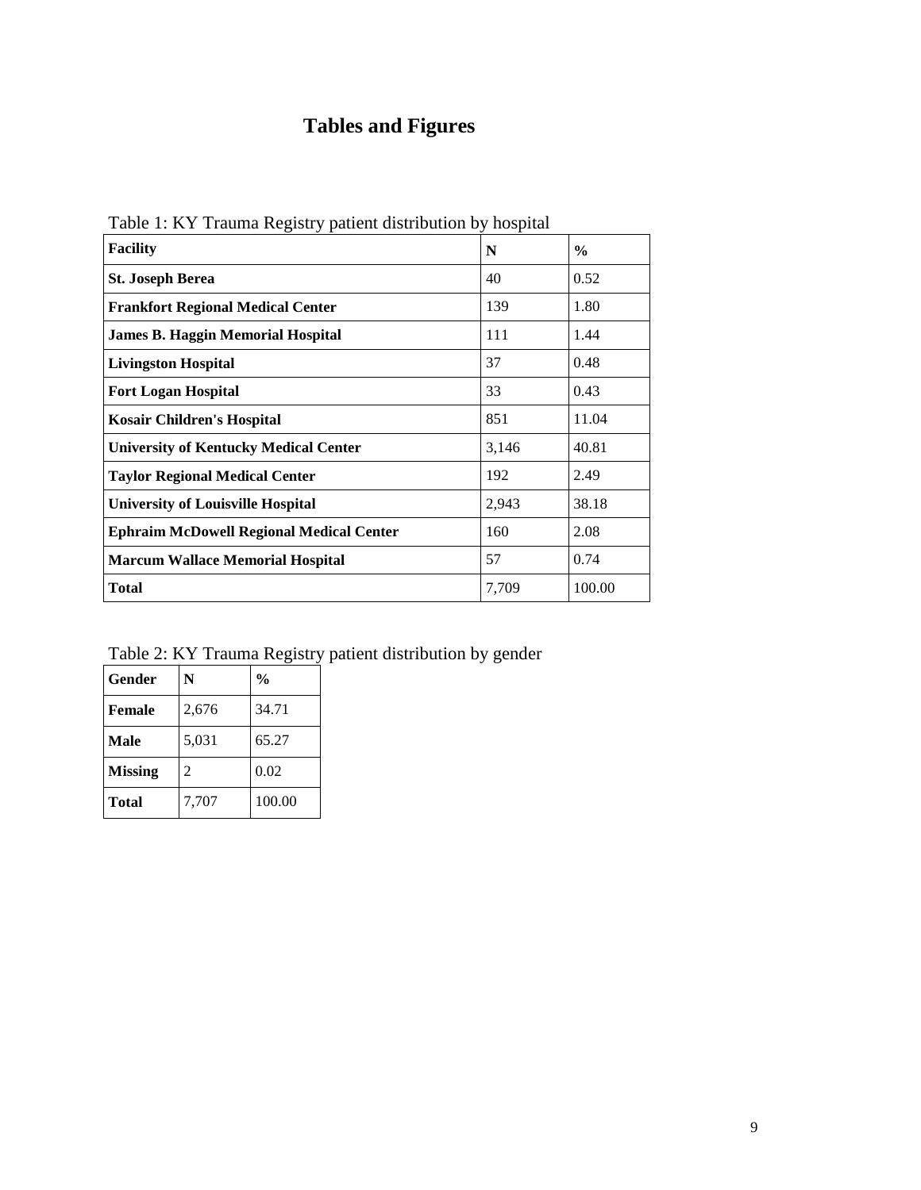# Tables and Figures

Table 1: KY Trauma Registry patient distribution by hospital

| Facility | N | % |
|---|---|---|
| **St. Joseph Berea** | 40 | 0.52 |
| **Frankfort Regional Medical Center** | 139 | 1.80 |
| **James B. Haggin Memorial Hospital** | 111 | 1.44 |
| **Livingston Hospital** | 37 | 0.48 |
| **Fort Logan Hospital** | 33 | 0.43 |
| **Kosair Children's Hospital** | 851 | 11.04 |
| **University of Kentucky Medical Center** | 3,146 | 40.81 |
| **Taylor Regional Medical Center** | 192 | 2.49 |
| **University of Louisville Hospital** | 2,943 | 38.18 |
| **Ephraim McDowell Regional Medical Center** | 160 | 2.08 |
| **Marcum Wallace Memorial Hospital** | 57 | 0.74 |
| **Total** | 7,709 | 100.00 |

Table 2: KY Trauma Registry patient distribution by gender

| Gender | N | % |
|---|---|---|
| **Female** | 2,676 | 34.71 |
| **Male** | 5,031 | 65.27 |
| **Missing** | 2 | 0.02 |
| **Total** | 7,707 | 100.00 |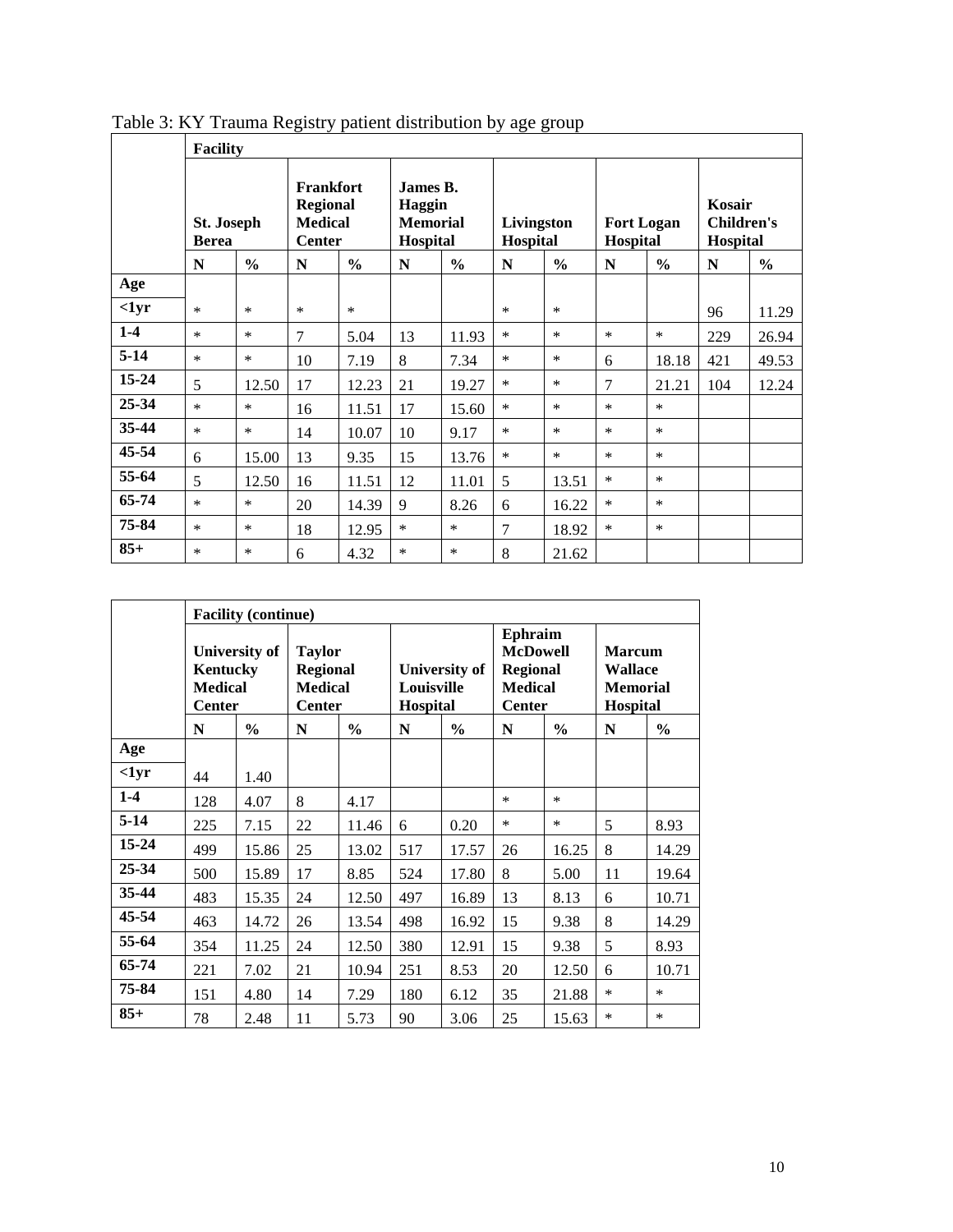Table 3: KY Trauma Registry patient distribution by age group

| | Facility | | | | | | | | | | | |
|---|---|---|---|---|---|---|---|---|---|---|---|---|
| | St. Joseph Berea | | Frankfort Regional Medical Center | | James B. Haggin Memorial Hospital | | Livingston Hospital | | Fort Logan Hospital | | Kosair Children's Hospital | |
| | N | % | N | % | N | % | N | % | N | % | N | % |
| Age | | | | | | | | | | | | |
| <1yr | * | * | * | * | | | * | * | | | 96 | 11.29 |
| 1-4 | * | * | 7 | 5.04 | 13 | 11.93 | * | * | * | * | 229 | 26.94 |
| 5-14 | * | * | 10 | 7.19 | 8 | 7.34 | * | * | 6 | 18.18 | 421 | 49.53 |
| 15-24 | 5 | 12.50 | 17 | 12.23 | 21 | 19.27 | * | * | 7 | 21.21 | 104 | 12.24 |
| 25-34 | * | * | 16 | 11.51 | 17 | 15.60 | * | * | * | * | | |
| 35-44 | * | * | 14 | 10.07 | 10 | 9.17 | * | * | * | * | | |
| 45-54 | 6 | 15.00 | 13 | 9.35 | 15 | 13.76 | * | * | * | * | | |
| 55-64 | 5 | 12.50 | 16 | 11.51 | 12 | 11.01 | 5 | 13.51 | * | * | | |
| 65-74 | * | * | 20 | 14.39 | 9 | 8.26 | 6 | 16.22 | * | * | | |
| 75-84 | * | * | 18 | 12.95 | * | * | 7 | 18.92 | * | * | | |
| 85+ | * | * | 6 | 4.32 | * | * | 8 | 21.62 | | | | |

| | Facility (continue) | | | | | | | | | |
|---|---|---|---|---|---|---|---|---|---|---|
| | University of Kentucky Medical Center | | Taylor Regional Medical Center | | University of Louisville Hospital | | Ephraim McDowell Regional Medical Center | | Marcum Wallace Memorial Hospital | |
| | N | % | N | % | N | % | N | % | N | % |
| Age | | | | | | | | | | |
| <1yr | 44 | 1.40 | | | | | | | | |
| 1-4 | 128 | 4.07 | 8 | 4.17 | | | * | * | | |
| 5-14 | 225 | 7.15 | 22 | 11.46 | 6 | 0.20 | * | * | 5 | 8.93 |
| 15-24 | 499 | 15.86 | 25 | 13.02 | 517 | 17.57 | 26 | 16.25 | 8 | 14.29 |
| 25-34 | 500 | 15.89 | 17 | 8.85 | 524 | 17.80 | 8 | 5.00 | 11 | 19.64 |
| 35-44 | 483 | 15.35 | 24 | 12.50 | 497 | 16.89 | 13 | 8.13 | 6 | 10.71 |
| 45-54 | 463 | 14.72 | 26 | 13.54 | 498 | 16.92 | 15 | 9.38 | 8 | 14.29 |
| 55-64 | 354 | 11.25 | 24 | 12.50 | 380 | 12.91 | 15 | 9.38 | 5 | 8.93 |
| 65-74 | 221 | 7.02 | 21 | 10.94 | 251 | 8.53 | 20 | 12.50 | 6 | 10.71 |
| 75-84 | 151 | 4.80 | 14 | 7.29 | 180 | 6.12 | 35 | 21.88 | * | * |
| 85+ | 78 | 2.48 | 11 | 5.73 | 90 | 3.06 | 25 | 15.63 | * | * |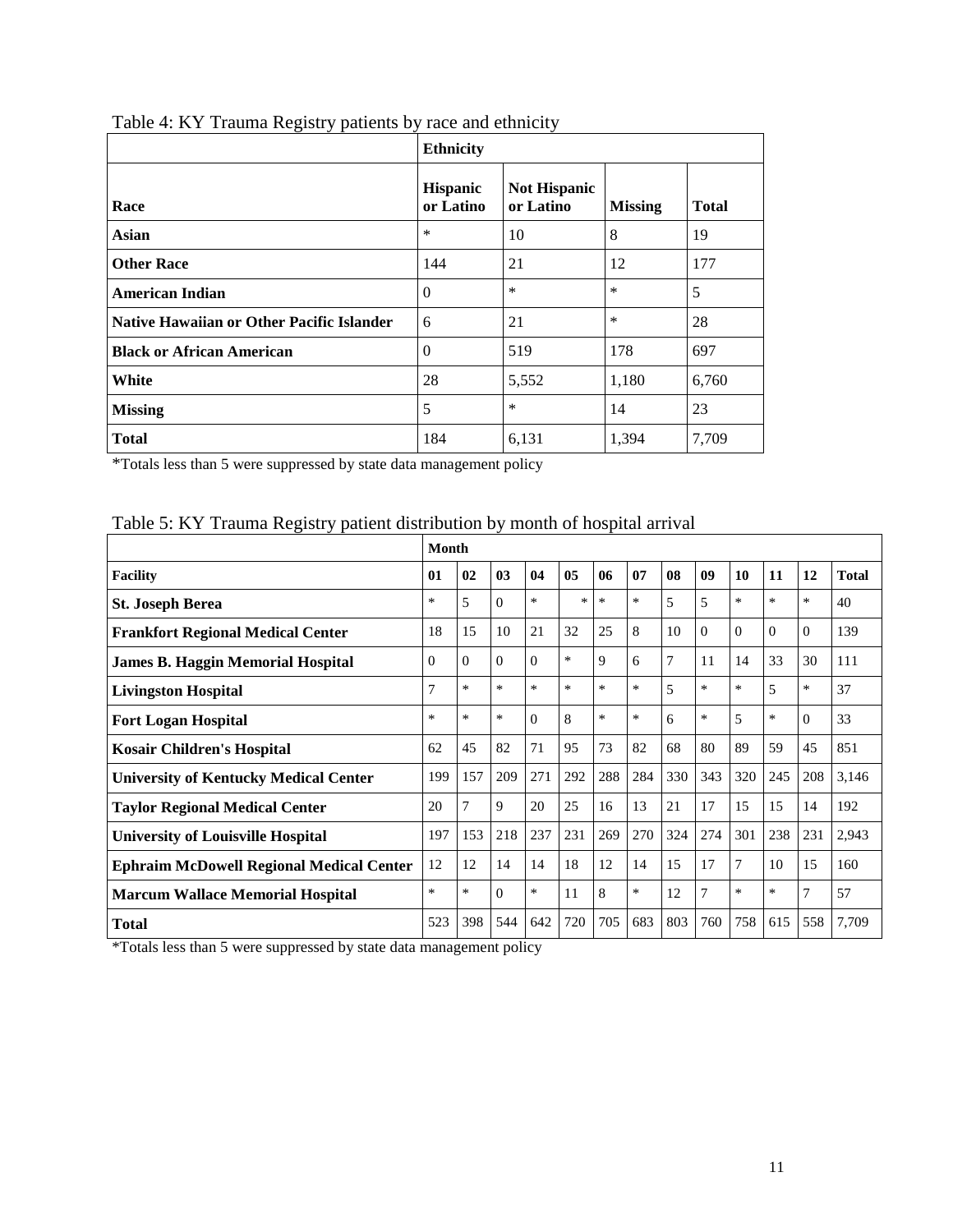Table 4: KY Trauma Registry patients by race and ethnicity

| | Ethnicity | | | |
|---|---|---|---|---|
| **Race** | **Hispanic or Latino** | **Not Hispanic or Latino** | **Missing** | **Total** |
| **Asian** | * | 10 | 8 | 19 |
| **Other Race** | 144 | 21 | 12 | 177 |
| **American Indian** | 0 | * | * | 5 |
| **Native Hawaiian or Other Pacific Islander** | 6 | 21 | * | 28 |
| **Black or African American** | 0 | 519 | 178 | 697 |
| **White** | 28 | 5,552 | 1,180 | 6,760 |
| **Missing** | 5 | * | 14 | 23 |
| **Total** | 184 | 6,131 | 1,394 | 7,709 |

*Totals less than 5 were suppressed by state data management policy

Table 5: KY Trauma Registry patient distribution by month of hospital arrival

| | Month | | | | | | | | | | | | |
|---|---|---|---|---|---|---|---|---|---|---|---|---|---|
| **Facility** | **01** | **02** | **03** | **04** | **05** | **06** | **07** | **08** | **09** | **10** | **11** | **12** | **Total** |
| **St. Joseph Berea** | * | 5 | 0 | * | * | * | * | 5 | 5 | * | * | * | 40 |
| **Frankfort Regional Medical Center** | 18 | 15 | 10 | 21 | 32 | 25 | 8 | 10 | 0 | 0 | 0 | 0 | 139 |
| **James B. Haggin Memorial Hospital** | 0 | 0 | 0 | 0 | * | 9 | 6 | 7 | 11 | 14 | 33 | 30 | 111 |
| **Livingston Hospital** | 7 | * | * | * | * | * | * | 5 | * | * | 5 | * | 37 |
| **Fort Logan Hospital** | * | * | * | 0 | 8 | * | * | 6 | * | 5 | * | 0 | 33 |
| **Kosair Children's Hospital** | 62 | 45 | 82 | 71 | 95 | 73 | 82 | 68 | 80 | 89 | 59 | 45 | 851 |
| **University of Kentucky Medical Center** | 199 | 157 | 209 | 271 | 292 | 288 | 284 | 330 | 343 | 320 | 245 | 208 | 3,146 |
| **Taylor Regional Medical Center** | 20 | 7 | 9 | 20 | 25 | 16 | 13 | 21 | 17 | 15 | 15 | 14 | 192 |
| **University of Louisville Hospital** | 197 | 153 | 218 | 237 | 231 | 269 | 270 | 324 | 274 | 301 | 238 | 231 | 2,943 |
| **Ephraim McDowell Regional Medical Center** | 12 | 12 | 14 | 14 | 18 | 12 | 14 | 15 | 17 | 7 | 10 | 15 | 160 |
| **Marcum Wallace Memorial Hospital** | * | * | 0 | * | 11 | 8 | * | 12 | 7 | * | * | 7 | 57 |
| **Total** | 523 | 398 | 544 | 642 | 720 | 705 | 683 | 803 | 760 | 758 | 615 | 558 | 7,709 |

*Totals less than 5 were suppressed by state data management policy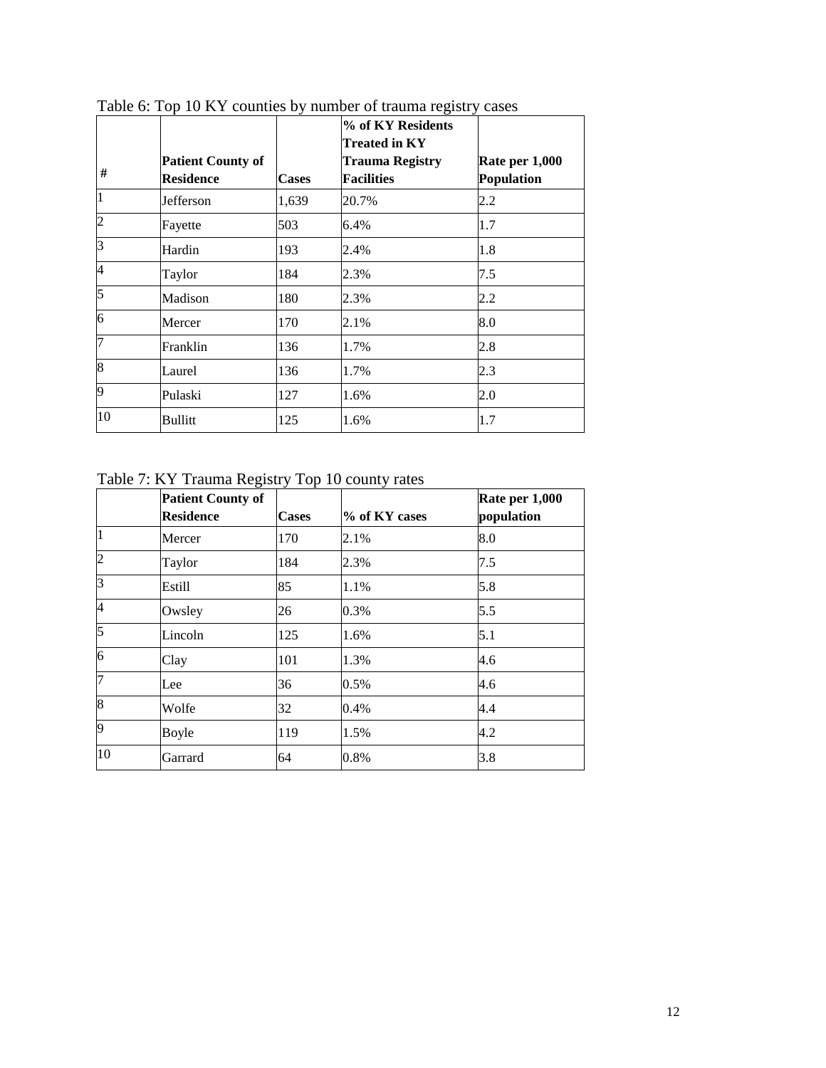Table 6: Top 10 KY counties by number of trauma registry cases

| # | Patient County of Residence | Cases | % of KY Residents Treated in KY Trauma Registry Facilities | Rate per 1,000 Population |
|---|---|---|---|---|
| 1 | Jefferson | 1,639 | 20.7% | 2.2 |
| 2 | Fayette | 503 | 6.4% | 1.7 |
| 3 | Hardin | 193 | 2.4% | 1.8 |
| 4 | Taylor | 184 | 2.3% | 7.5 |
| 5 | Madison | 180 | 2.3% | 2.2 |
| 6 | Mercer | 170 | 2.1% | 8.0 |
| 7 | Franklin | 136 | 1.7% | 2.8 |
| 8 | Laurel | 136 | 1.7% | 2.3 |
| 9 | Pulaski | 127 | 1.6% | 2.0 |
| 10 | Bullitt | 125 | 1.6% | 1.7 |

Table 7: KY Trauma Registry Top 10 county rates

| | Patient County of Residence | Cases | % of KY cases | Rate per 1,000 population |
|---|---|---|---|---|
| 1 | Mercer | 170 | 2.1% | 8.0 |
| 2 | Taylor | 184 | 2.3% | 7.5 |
| 3 | Estill | 85 | 1.1% | 5.8 |
| 4 | Owsley | 26 | 0.3% | 5.5 |
| 5 | Lincoln | 125 | 1.6% | 5.1 |
| 6 | Clay | 101 | 1.3% | 4.6 |
| 7 | Lee | 36 | 0.5% | 4.6 |
| 8 | Wolfe | 32 | 0.4% | 4.4 |
| 9 | Boyle | 119 | 1.5% | 4.2 |
| 10 | Garrard | 64 | 0.8% | 3.8 |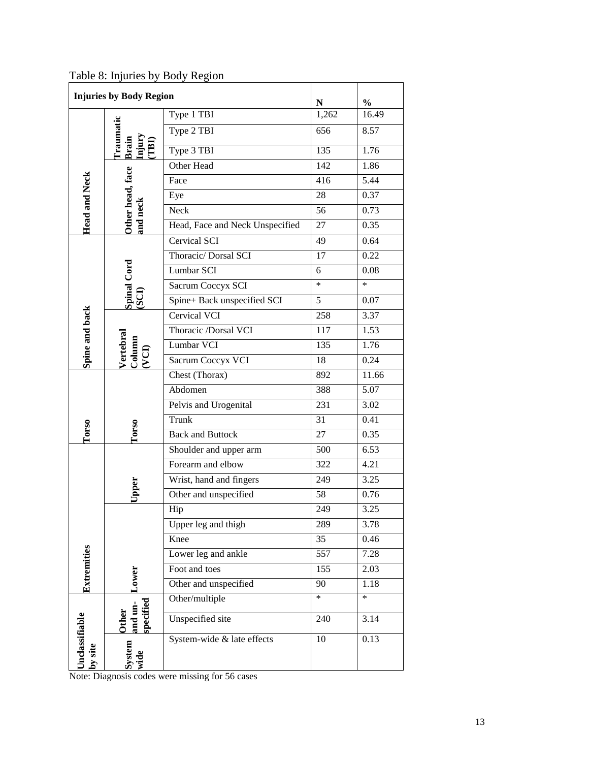Table 8: Injuries by Body Region

| Injuries by Body Region | | | N | % |
|---|---|---|---|---|
| Head and Neck | Traumatic Brain Injury (TBI) | Type 1 TBI | 1,262 | 16.49 |
| | | Type 2 TBI | 656 | 8.57 |
| | | Type 3 TBI | 135 | 1.76 |
| | Other head, face and neck | Other Head | 142 | 1.86 |
| | | Face | 416 | 5.44 |
| | | Eye | 28 | 0.37 |
| | | Neck | 56 | 0.73 |
| | | Head, Face and Neck Unspecified | 27 | 0.35 |
| Spine and back | Spinal Cord (SCI) | Cervical SCI | 49 | 0.64 |
| | | Thoracic/ Dorsal SCI | 17 | 0.22 |
| | | Lumbar SCI | 6 | 0.08 |
| | | Sacrum Coccyx SCI | * | * |
| | | Spine+ Back unspecified SCI | 5 | 0.07 |
| | Vertebral Column (VCI) | Cervical VCI | 258 | 3.37 |
| | | Thoracic /Dorsal VCI | 117 | 1.53 |
| | | Lumbar VCI | 135 | 1.76 |
| | | Sacrum Coccyx VCI | 18 | 0.24 |
| Torso | Torso | Chest (Thorax) | 892 | 11.66 |
| | | Abdomen | 388 | 5.07 |
| | | Pelvis and Urogenital | 231 | 3.02 |
| | | Trunk | 31 | 0.41 |
| | | Back and Buttock | 27 | 0.35 |
| Extremities | Upper | Shoulder and upper arm | 500 | 6.53 |
| | | Forearm and elbow | 322 | 4.21 |
| | | Wrist, hand and fingers | 249 | 3.25 |
| | | Other and unspecified | 58 | 0.76 |
| | Lower | Hip | 249 | 3.25 |
| | | Upper leg and thigh | 289 | 3.78 |
| | | Knee | 35 | 0.46 |
| | | Lower leg and ankle | 557 | 7.28 |
| | | Foot and toes | 155 | 2.03 |
| | | Other and unspecified | 90 | 1.18 |
| Unclassifiable by site | Other and un-specified | Other/multiple | * | * |
| | | Unspecified site | 240 | 3.14 |
| | System wide | System-wide & late effects | 10 | 0.13 |

Note: Diagnosis codes were missing for 56 cases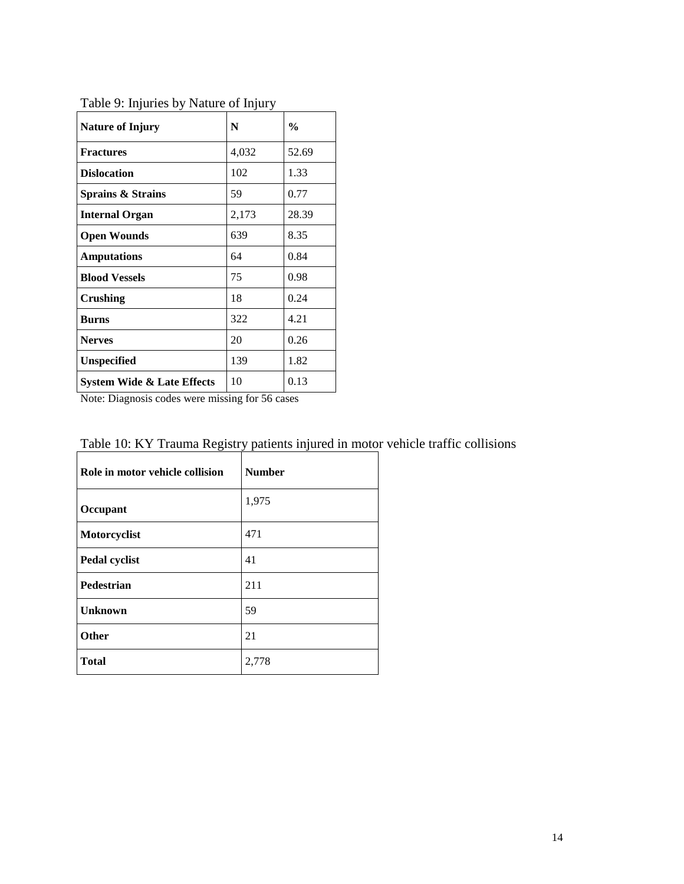Table 9: Injuries by Nature of Injury

| Nature of Injury | N | % |
|---|---|---|
| **Fractures** | 4,032 | 52.69 |
| **Dislocation** | 102 | 1.33 |
| **Sprains & Strains** | 59 | 0.77 |
| **Internal Organ** | 2,173 | 28.39 |
| **Open Wounds** | 639 | 8.35 |
| **Amputations** | 64 | 0.84 |
| **Blood Vessels** | 75 | 0.98 |
| **Crushing** | 18 | 0.24 |
| **Burns** | 322 | 4.21 |
| **Nerves** | 20 | 0.26 |
| **Unspecified** | 139 | 1.82 |
| **System Wide & Late Effects** | 10 | 0.13 |

Note: Diagnosis codes were missing for 56 cases

Table 10: KY Trauma Registry patients injured in motor vehicle traffic collisions

| Role in motor vehicle collision | Number |
|---|---|
| **Occupant** | 1,975 |
| **Motorcyclist** | 471 |
| **Pedal cyclist** | 41 |
| **Pedestrian** | 211 |
| **Unknown** | 59 |
| **Other** | 21 |
| **Total** | 2,778 |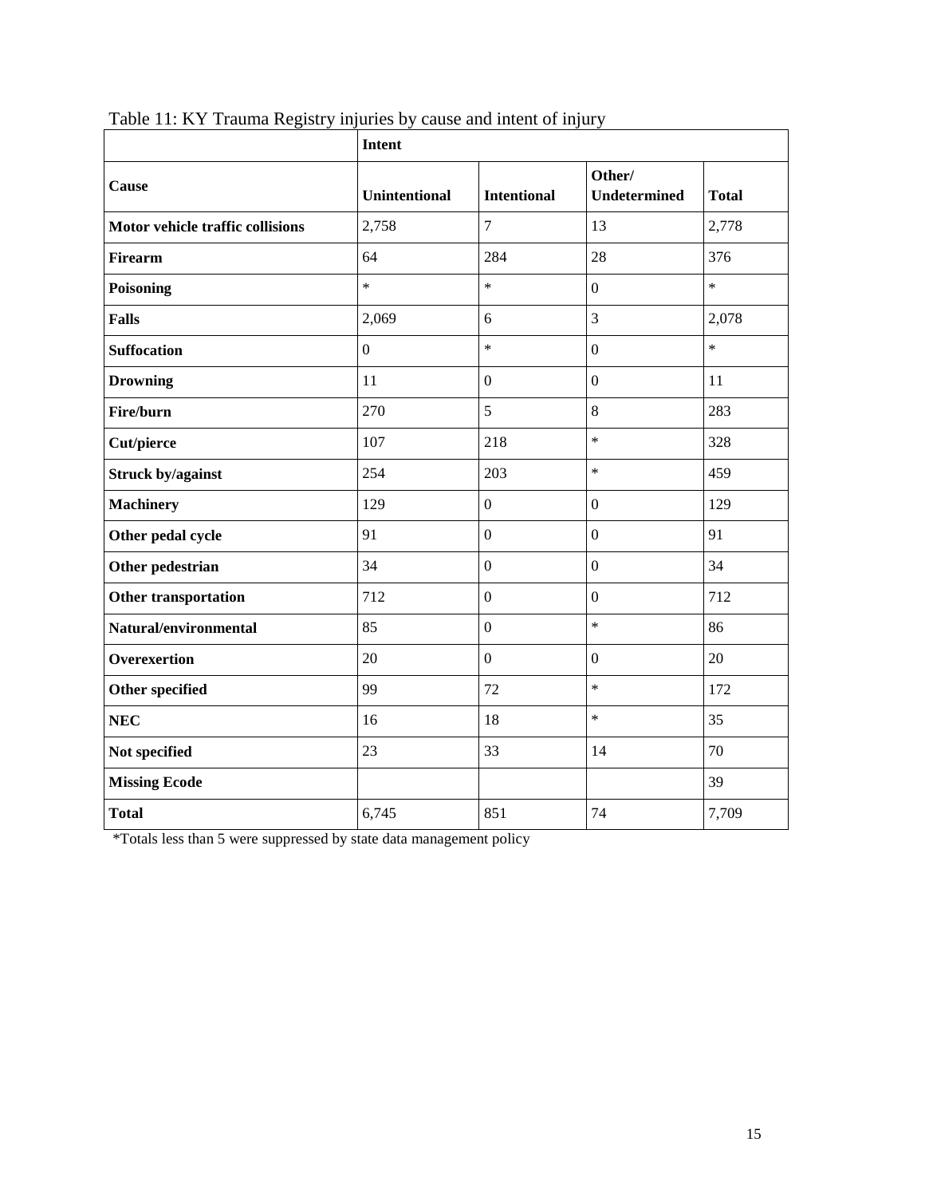Table 11: KY Trauma Registry injuries by cause and intent of injury

| | Intent | | | |
|---|---|---|---|---|
| **Cause** | **Unintentional** | **Intentional** | **Other/ Undetermined** | **Total** |
| **Motor vehicle traffic collisions** | 2,758 | 7 | 13 | 2,778 |
| **Firearm** | 64 | 284 | 28 | 376 |
| **Poisoning** | * | * | 0 | * |
| **Falls** | 2,069 | 6 | 3 | 2,078 |
| **Suffocation** | 0 | * | 0 | * |
| **Drowning** | 11 | 0 | 0 | 11 |
| **Fire/burn** | 270 | 5 | 8 | 283 |
| **Cut/pierce** | 107 | 218 | * | 328 |
| **Struck by/against** | 254 | 203 | * | 459 |
| **Machinery** | 129 | 0 | 0 | 129 |
| **Other pedal cycle** | 91 | 0 | 0 | 91 |
| **Other pedestrian** | 34 | 0 | 0 | 34 |
| **Other transportation** | 712 | 0 | 0 | 712 |
| **Natural/environmental** | 85 | 0 | * | 86 |
| **Overexertion** | 20 | 0 | 0 | 20 |
| **Other specified** | 99 | 72 | * | 172 |
| **NEC** | 16 | 18 | * | 35 |
| **Not specified** | 23 | 33 | 14 | 70 |
| **Missing Ecode** | | | | 39 |
| **Total** | 6,745 | 851 | 74 | 7,709 |

*Totals less than 5 were suppressed by state data management policy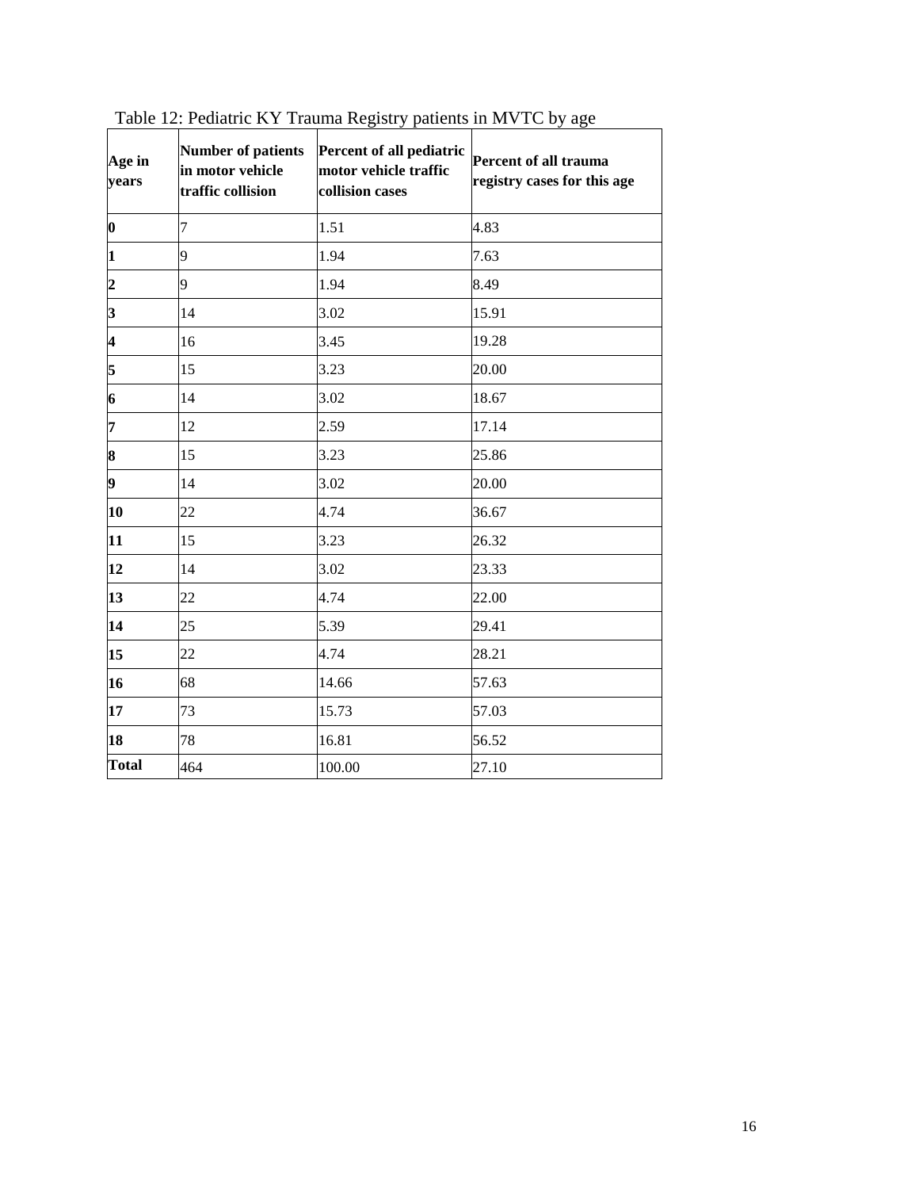Table 12: Pediatric KY Trauma Registry patients in MVTC by age

| Age in years | Number of patients in motor vehicle traffic collision | Percent of all pediatric motor vehicle traffic collision cases | Percent of all trauma registry cases for this age |
|---|---|---|---|
| **0** | 7 | 1.51 | 4.83 |
| **1** | 9 | 1.94 | 7.63 |
| **2** | 9 | 1.94 | 8.49 |
| **3** | 14 | 3.02 | 15.91 |
| **4** | 16 | 3.45 | 19.28 |
| **5** | 15 | 3.23 | 20.00 |
| **6** | 14 | 3.02 | 18.67 |
| **7** | 12 | 2.59 | 17.14 |
| **8** | 15 | 3.23 | 25.86 |
| **9** | 14 | 3.02 | 20.00 |
| **10** | 22 | 4.74 | 36.67 |
| **11** | 15 | 3.23 | 26.32 |
| **12** | 14 | 3.02 | 23.33 |
| **13** | 22 | 4.74 | 22.00 |
| **14** | 25 | 5.39 | 29.41 |
| **15** | 22 | 4.74 | 28.21 |
| **16** | 68 | 14.66 | 57.63 |
| **17** | 73 | 15.73 | 57.03 |
| **18** | 78 | 16.81 | 56.52 |
| **Total** | 464 | 100.00 | 27.10 |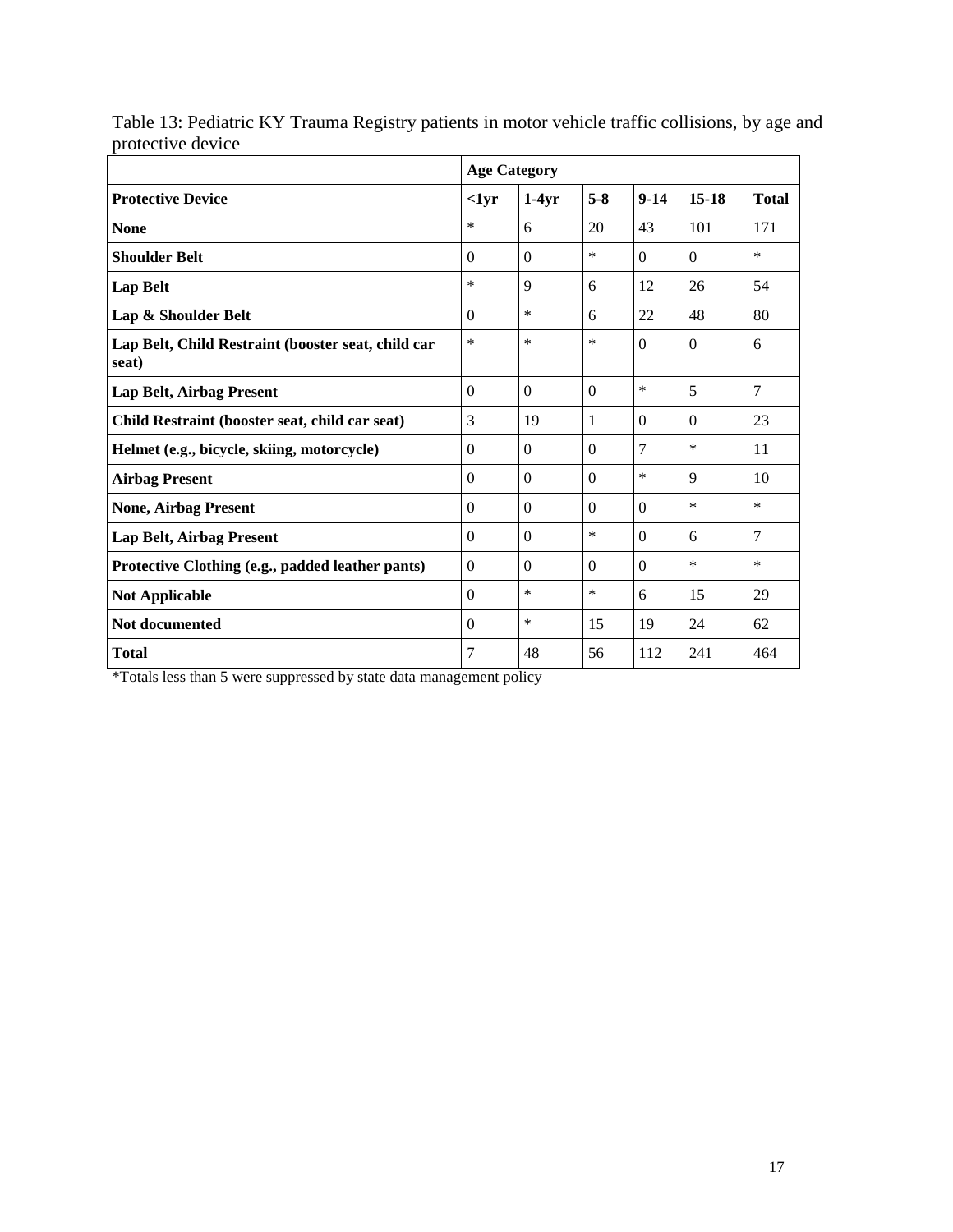Table 13: Pediatric KY Trauma Registry patients in motor vehicle traffic collisions, by age and protective device

| | **Age Category** | | | | | |
|---|---|---|---|---|---|---|
| **Protective Device** | **<1yr** | **1-4yr** | **5-8** | **9-14** | **15-18** | **Total** |
| **None** | * | 6 | 20 | 43 | 101 | 171 |
| **Shoulder Belt** | 0 | 0 | * | 0 | 0 | * |
| **Lap Belt** | * | 9 | 6 | 12 | 26 | 54 |
| **Lap & Shoulder Belt** | 0 | * | 6 | 22 | 48 | 80 |
| **Lap Belt, Child Restraint (booster seat, child car seat)** | * | * | * | 0 | 0 | 6 |
| **Lap Belt, Airbag Present** | 0 | 0 | 0 | * | 5 | 7 |
| **Child Restraint (booster seat, child car seat)** | 3 | 19 | 1 | 0 | 0 | 23 |
| **Helmet (e.g., bicycle, skiing, motorcycle)** | 0 | 0 | 0 | 7 | * | 11 |
| **Airbag Present** | 0 | 0 | 0 | * | 9 | 10 |
| **None, Airbag Present** | 0 | 0 | 0 | 0 | * | * |
| **Lap Belt, Airbag Present** | 0 | 0 | * | 0 | 6 | 7 |
| **Protective Clothing (e.g., padded leather pants)** | 0 | 0 | 0 | 0 | * | * |
| **Not Applicable** | 0 | * | * | 6 | 15 | 29 |
| **Not documented** | 0 | * | 15 | 19 | 24 | 62 |
| **Total** | 7 | 48 | 56 | 112 | 241 | 464 |

*Totals less than 5 were suppressed by state data management policy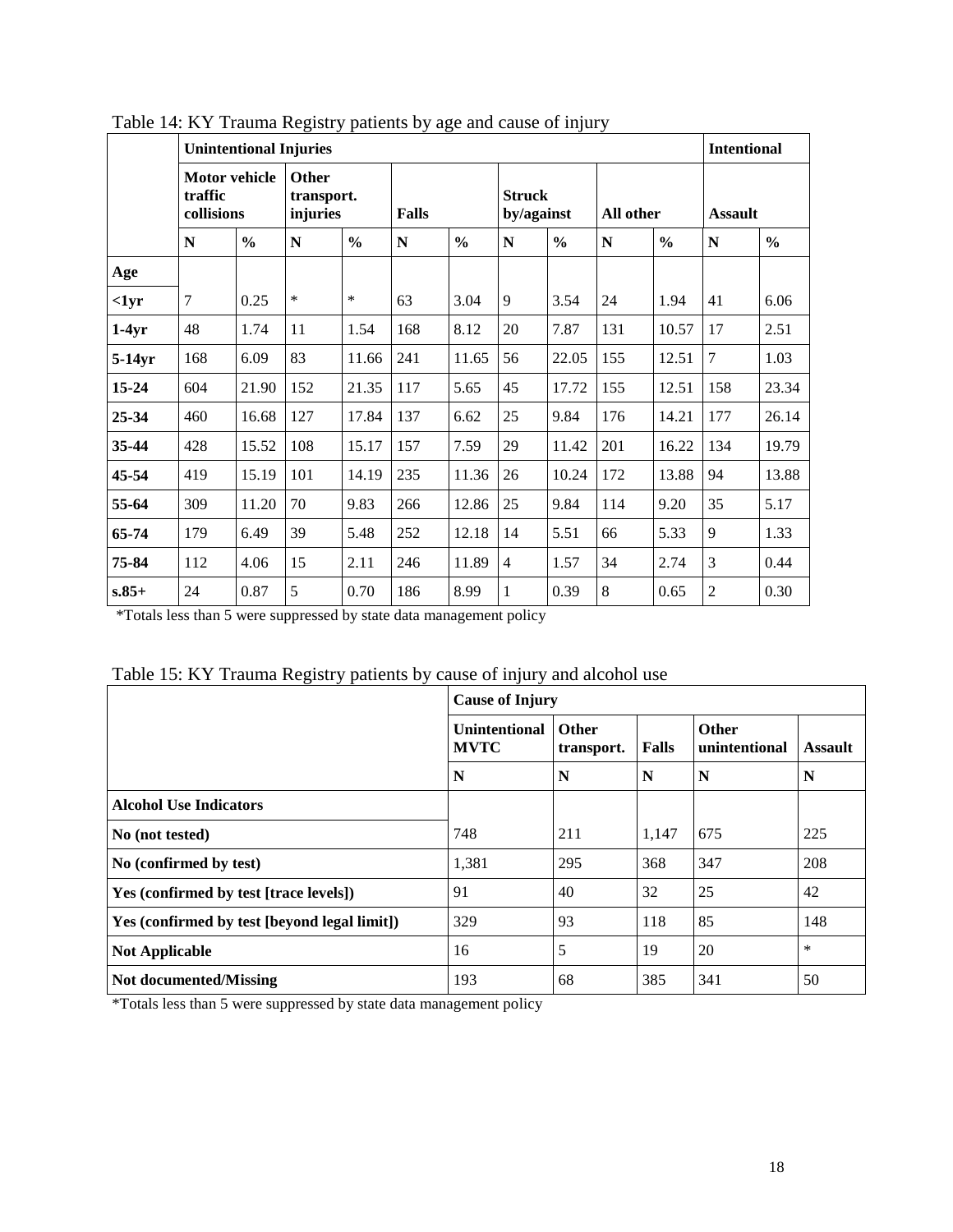Table 14: KY Trauma Registry patients by age and cause of injury

| | Unintentional Injuries | | | | | | | | | | Intentional | |
|---|---|---|---|---|---|---|---|---|---|---|---|---|
| | Motor vehicle traffic collisions | | Other transport. injuries | | Falls | | Struck by/against | | All other | | Assault | |
| | N | % | N | % | N | % | N | % | N | % | N | % |
| **Age** | | | | | | | | | | | | |
| **<1yr** | 7 | 0.25 | * | * | 63 | 3.04 | 9 | 3.54 | 24 | 1.94 | 41 | 6.06 |
| **1-4yr** | 48 | 1.74 | 11 | 1.54 | 168 | 8.12 | 20 | 7.87 | 131 | 10.57 | 17 | 2.51 |
| **5-14yr** | 168 | 6.09 | 83 | 11.66 | 241 | 11.65 | 56 | 22.05 | 155 | 12.51 | 7 | 1.03 |
| **15-24** | 604 | 21.90 | 152 | 21.35 | 117 | 5.65 | 45 | 17.72 | 155 | 12.51 | 158 | 23.34 |
| **25-34** | 460 | 16.68 | 127 | 17.84 | 137 | 6.62 | 25 | 9.84 | 176 | 14.21 | 177 | 26.14 |
| **35-44** | 428 | 15.52 | 108 | 15.17 | 157 | 7.59 | 29 | 11.42 | 201 | 16.22 | 134 | 19.79 |
| **45-54** | 419 | 15.19 | 101 | 14.19 | 235 | 11.36 | 26 | 10.24 | 172 | 13.88 | 94 | 13.88 |
| **55-64** | 309 | 11.20 | 70 | 9.83 | 266 | 12.86 | 25 | 9.84 | 114 | 9.20 | 35 | 5.17 |
| **65-74** | 179 | 6.49 | 39 | 5.48 | 252 | 12.18 | 14 | 5.51 | 66 | 5.33 | 9 | 1.33 |
| **75-84** | 112 | 4.06 | 15 | 2.11 | 246 | 11.89 | 4 | 1.57 | 34 | 2.74 | 3 | 0.44 |
| **s.85+** | 24 | 0.87 | 5 | 0.70 | 186 | 8.99 | 1 | 0.39 | 8 | 0.65 | 2 | 0.30 |

*Totals less than 5 were suppressed by state data management policy

Table 15: KY Trauma Registry patients by cause of injury and alcohol use

| | Cause of Injury | | | | |
|---|---|---|---|---|---|
| | Unintentional MVTC | Other transport. | Falls | Other unintentional | Assault |
| | N | N | N | N | N |
| **Alcohol Use Indicators** | | | | | |
| **No (not tested)** | 748 | 211 | 1,147 | 675 | 225 |
| **No (confirmed by test)** | 1,381 | 295 | 368 | 347 | 208 |
| **Yes (confirmed by test [trace levels])** | 91 | 40 | 32 | 25 | 42 |
| **Yes (confirmed by test [beyond legal limit])** | 329 | 93 | 118 | 85 | 148 |
| **Not Applicable** | 16 | 5 | 19 | 20 | * |
| **Not documented/Missing** | 193 | 68 | 385 | 341 | 50 |

*Totals less than 5 were suppressed by state data management policy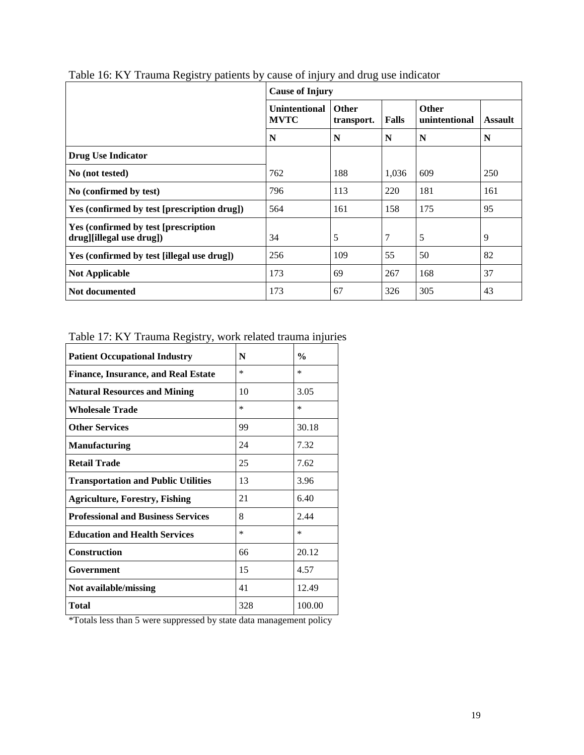Table 16: KY Trauma Registry patients by cause of injury and drug use indicator

| | Cause of Injury | | | | |
|---|---|---|---|---|---|
| | **Unintentional MVTC** | **Other transport.** | **Falls** | **Other unintentional** | **Assault** |
| | **N** | **N** | **N** | **N** | **N** |
| **Drug Use Indicator** | | | | | |
| **No (not tested)** | 762 | 188 | 1,036 | 609 | 250 |
| **No (confirmed by test)** | 796 | 113 | 220 | 181 | 161 |
| **Yes (confirmed by test [prescription drug])** | 564 | 161 | 158 | 175 | 95 |
| **Yes (confirmed by test [prescription drug][illegal use drug])** | 34 | 5 | 7 | 5 | 9 |
| **Yes (confirmed by test [illegal use drug])** | 256 | 109 | 55 | 50 | 82 |
| **Not Applicable** | 173 | 69 | 267 | 168 | 37 |
| **Not documented** | 173 | 67 | 326 | 305 | 43 |

Table 17: KY Trauma Registry, work related trauma injuries

| Patient Occupational Industry | N | % |
|---|---|---|
| **Finance, Insurance, and Real Estate** | * | * |
| **Natural Resources and Mining** | 10 | 3.05 |
| **Wholesale Trade** | * | * |
| **Other Services** | 99 | 30.18 |
| **Manufacturing** | 24 | 7.32 |
| **Retail Trade** | 25 | 7.62 |
| **Transportation and Public Utilities** | 13 | 3.96 |
| **Agriculture, Forestry, Fishing** | 21 | 6.40 |
| **Professional and Business Services** | 8 | 2.44 |
| **Education and Health Services** | * | * |
| **Construction** | 66 | 20.12 |
| **Government** | 15 | 4.57 |
| **Not available/missing** | 41 | 12.49 |
| **Total** | 328 | 100.00 |

*Totals less than 5 were suppressed by state data management policy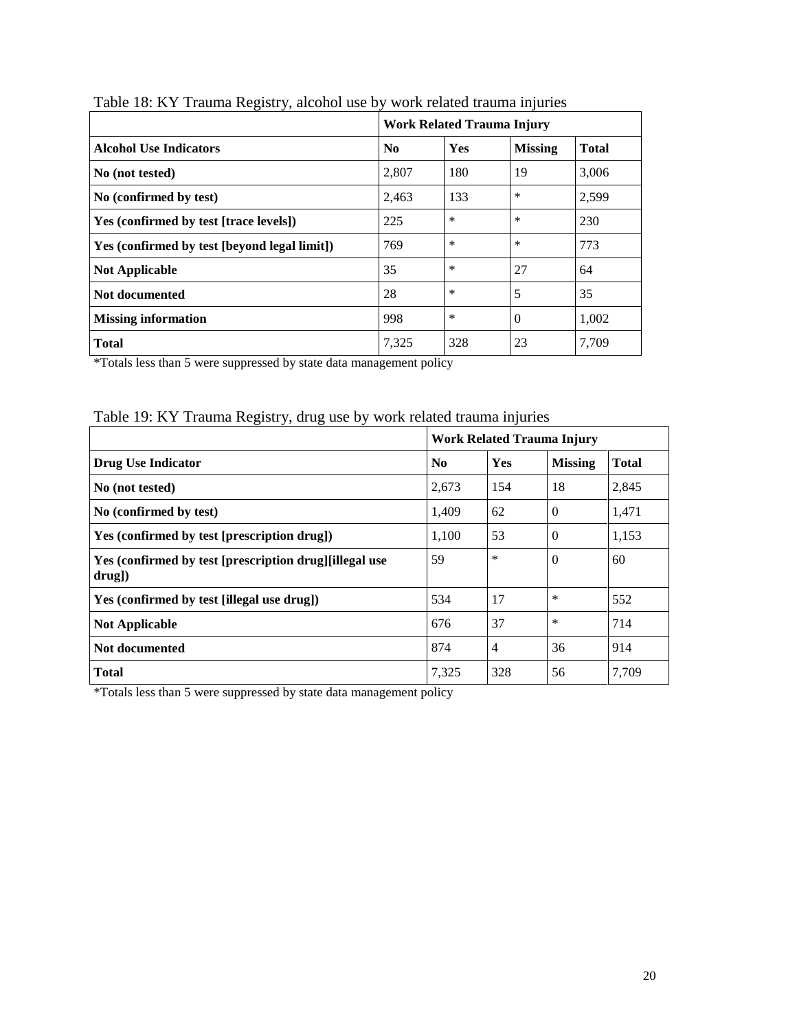Table 18: KY Trauma Registry, alcohol use by work related trauma injuries

| | Work Related Trauma Injury | | | |
|---|---|---|---|---|
| **Alcohol Use Indicators** | **No** | **Yes** | **Missing** | **Total** |
| **No (not tested)** | 2,807 | 180 | 19 | 3,006 |
| **No (confirmed by test)** | 2,463 | 133 | * | 2,599 |
| **Yes (confirmed by test [trace levels])** | 225 | * | * | 230 |
| **Yes (confirmed by test [beyond legal limit])** | 769 | * | * | 773 |
| **Not Applicable** | 35 | * | 27 | 64 |
| **Not documented** | 28 | * | 5 | 35 |
| **Missing information** | 998 | * | 0 | 1,002 |
| **Total** | 7,325 | 328 | 23 | 7,709 |

*Totals less than 5 were suppressed by state data management policy

Table 19: KY Trauma Registry, drug use by work related trauma injuries

| | Work Related Trauma Injury | | | |
|---|---|---|---|---|
| **Drug Use Indicator** | **No** | **Yes** | **Missing** | **Total** |
| **No (not tested)** | 2,673 | 154 | 18 | 2,845 |
| **No (confirmed by test)** | 1,409 | 62 | 0 | 1,471 |
| **Yes (confirmed by test [prescription drug])** | 1,100 | 53 | 0 | 1,153 |
| **Yes (confirmed by test [prescription drug][illegal use drug])** | 59 | * | 0 | 60 |
| **Yes (confirmed by test [illegal use drug])** | 534 | 17 | * | 552 |
| **Not Applicable** | 676 | 37 | * | 714 |
| **Not documented** | 874 | 4 | 36 | 914 |
| **Total** | 7,325 | 328 | 56 | 7,709 |

*Totals less than 5 were suppressed by state data management policy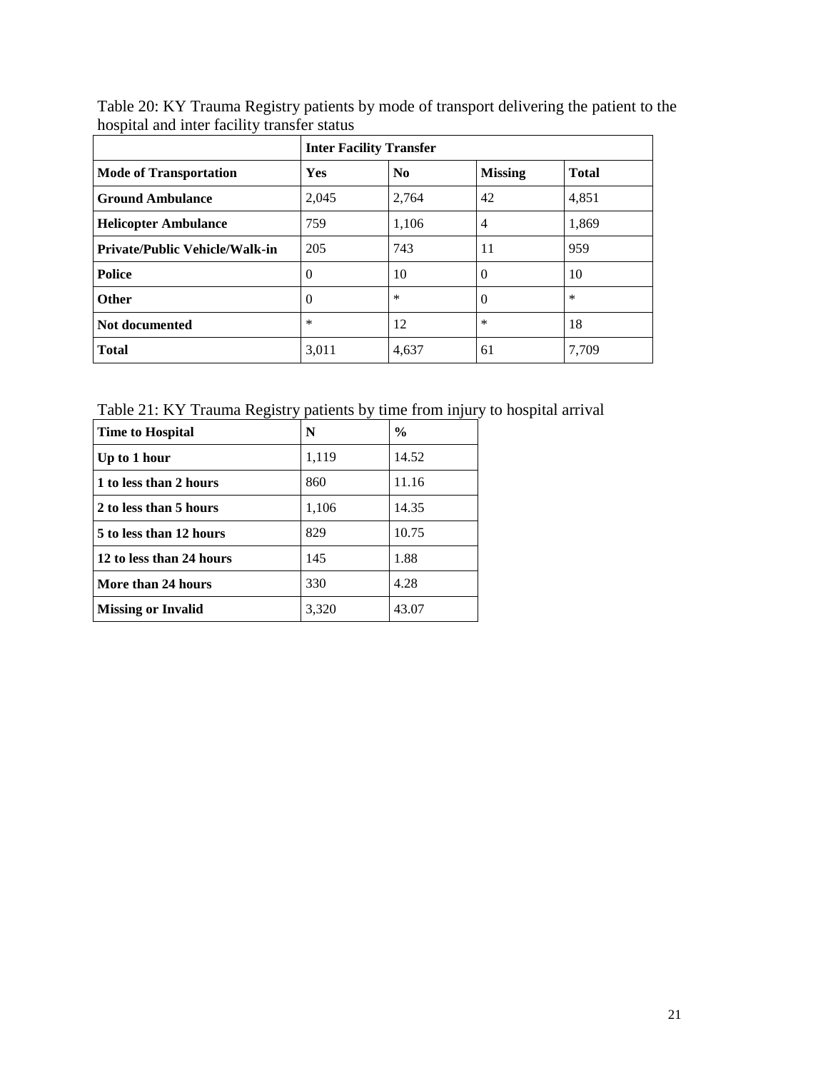Table 20: KY Trauma Registry patients by mode of transport delivering the patient to the hospital and inter facility transfer status

| | **Inter Facility Transfer** | | | |
|---|---|---|---|---|
| **Mode of Transportation** | **Yes** | **No** | **Missing** | **Total** |
| **Ground Ambulance** | 2,045 | 2,764 | 42 | 4,851 |
| **Helicopter Ambulance** | 759 | 1,106 | 4 | 1,869 |
| **Private/Public Vehicle/Walk-in** | 205 | 743 | 11 | 959 |
| **Police** | 0 | 10 | 0 | 10 |
| **Other** | 0 | * | 0 | * |
| **Not documented** | * | 12 | * | 18 |
| **Total** | 3,011 | 4,637 | 61 | 7,709 |

Table 21: KY Trauma Registry patients by time from injury to hospital arrival

| **Time to Hospital** | **N** | **%** |
|---|---|---|
| **Up to 1 hour** | 1,119 | 14.52 |
| **1 to less than 2 hours** | 860 | 11.16 |
| **2 to less than 5 hours** | 1,106 | 14.35 |
| **5 to less than 12 hours** | 829 | 10.75 |
| **12 to less than 24 hours** | 145 | 1.88 |
| **More than 24 hours** | 330 | 4.28 |
| **Missing or Invalid** | 3,320 | 43.07 |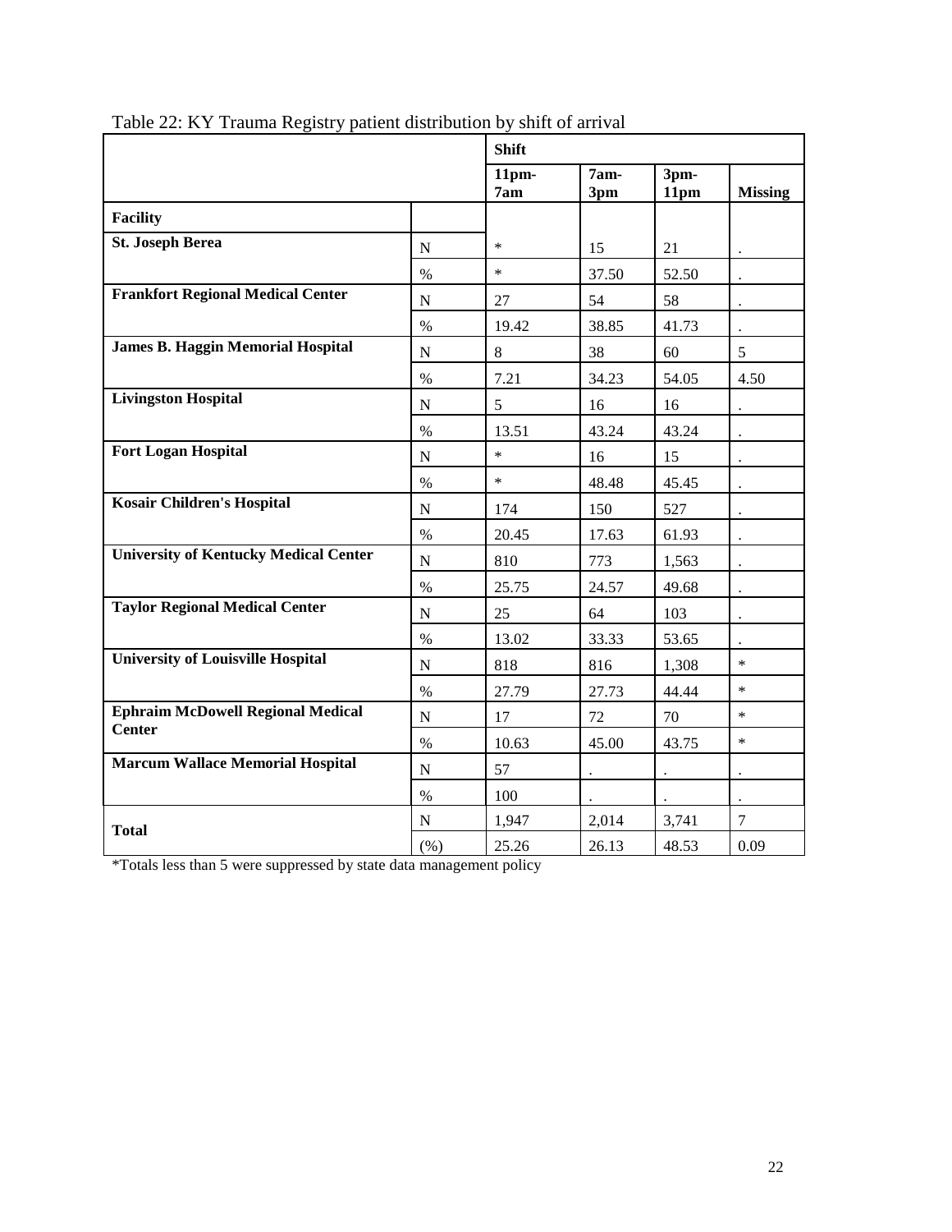Table 22: KY Trauma Registry patient distribution by shift of arrival

| | | Shift | | | |
|---|---|---|---|---|---|
| | | 11pm-7am | 7am-3pm | 3pm-11pm | Missing |
| **Facility** | | | | | |
| **St. Joseph Berea** | N | * | 15 | 21 | . |
| | % | * | 37.50 | 52.50 | . |
| **Frankfort Regional Medical Center** | N | 27 | 54 | 58 | . |
| | % | 19.42 | 38.85 | 41.73 | . |
| **James B. Haggin Memorial Hospital** | N | 8 | 38 | 60 | 5 |
| | % | 7.21 | 34.23 | 54.05 | 4.50 |
| **Livingston Hospital** | N | 5 | 16 | 16 | . |
| | % | 13.51 | 43.24 | 43.24 | . |
| **Fort Logan Hospital** | N | * | 16 | 15 | . |
| | % | * | 48.48 | 45.45 | . |
| **Kosair Children's Hospital** | N | 174 | 150 | 527 | . |
| | % | 20.45 | 17.63 | 61.93 | . |
| **University of Kentucky Medical Center** | N | 810 | 773 | 1,563 | . |
| | % | 25.75 | 24.57 | 49.68 | . |
| **Taylor Regional Medical Center** | N | 25 | 64 | 103 | . |
| | % | 13.02 | 33.33 | 53.65 | . |
| **University of Louisville Hospital** | N | 818 | 816 | 1,308 | * |
| | % | 27.79 | 27.73 | 44.44 | * |
| **Ephraim McDowell Regional Medical Center** | N | 17 | 72 | 70 | * |
| | % | 10.63 | 45.00 | 43.75 | * |
| **Marcum Wallace Memorial Hospital** | N | 57 | . | . | . |
| | % | 100 | . | . | . |
| **Total** | N | 1,947 | 2,014 | 3,741 | 7 |
| | (%) | 25.26 | 26.13 | 48.53 | 0.09 |

*Totals less than 5 were suppressed by state data management policy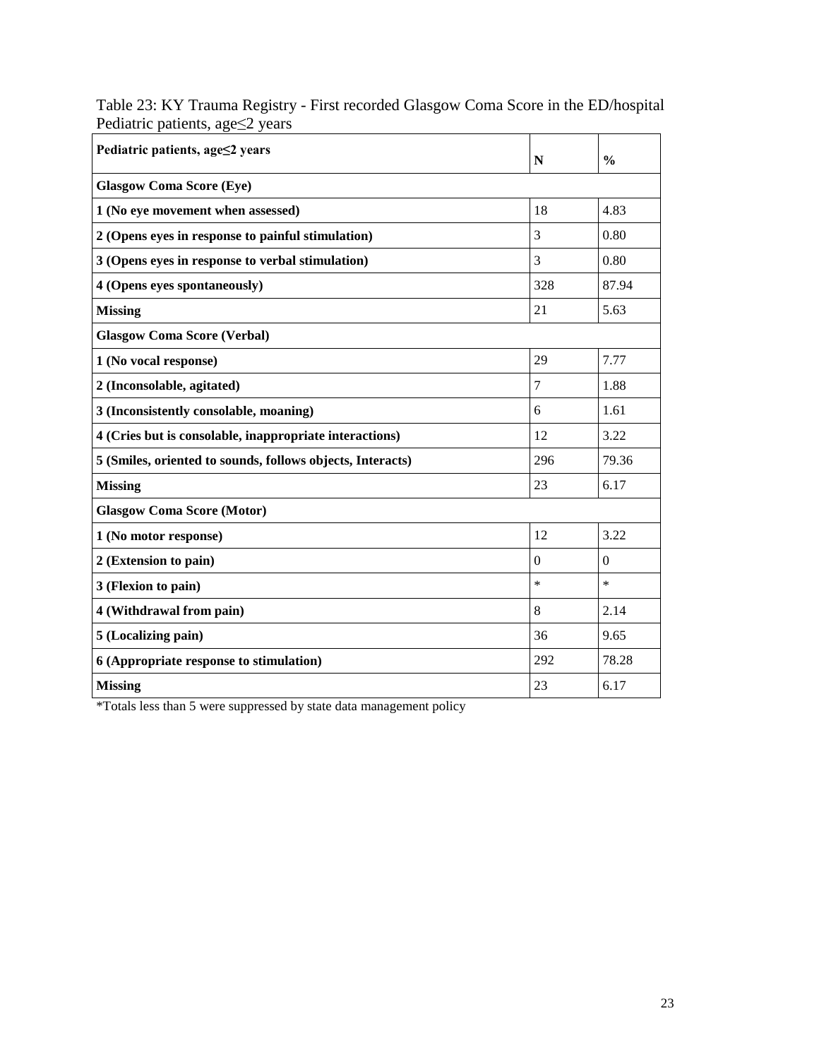Table 23: KY Trauma Registry - First recorded Glasgow Coma Score in the ED/hospital Pediatric patients, age≤2 years

| Pediatric patients, age≤2 years | N | % |
|---|---|---|
| **Glasgow Coma Score (Eye)** | | |
| **1 (No eye movement when assessed)** | 18 | 4.83 |
| **2 (Opens eyes in response to painful stimulation)** | 3 | 0.80 |
| **3 (Opens eyes in response to verbal stimulation)** | 3 | 0.80 |
| **4 (Opens eyes spontaneously)** | 328 | 87.94 |
| **Missing** | 21 | 5.63 |
| **Glasgow Coma Score (Verbal)** | | |
| **1 (No vocal response)** | 29 | 7.77 |
| **2 (Inconsolable, agitated)** | 7 | 1.88 |
| **3 (Inconsistently consolable, moaning)** | 6 | 1.61 |
| **4 (Cries but is consolable, inappropriate interactions)** | 12 | 3.22 |
| **5 (Smiles, oriented to sounds, follows objects, Interacts)** | 296 | 79.36 |
| **Missing** | 23 | 6.17 |
| **Glasgow Coma Score (Motor)** | | |
| **1 (No motor response)** | 12 | 3.22 |
| **2 (Extension to pain)** | 0 | 0 |
| **3 (Flexion to pain)** | * | * |
| **4 (Withdrawal from pain)** | 8 | 2.14 |
| **5 (Localizing pain)** | 36 | 9.65 |
| **6 (Appropriate response to stimulation)** | 292 | 78.28 |
| **Missing** | 23 | 6.17 |

*Totals less than 5 were suppressed by state data management policy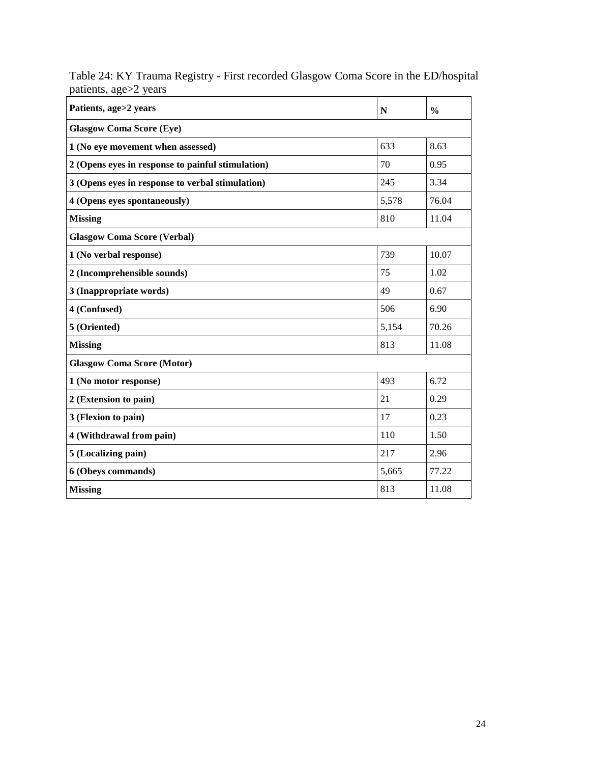Table 24: KY Trauma Registry - First recorded Glasgow Coma Score in the ED/hospital patients, age>2 years

| **Patients, age>2 years** | **N** | **%** |
|---|---|---|
| **Glasgow Coma Score (Eye)** | | |
| **1 (No eye movement when assessed)** | 633 | 8.63 |
| **2 (Opens eyes in response to painful stimulation)** | 70 | 0.95 |
| **3 (Opens eyes in response to verbal stimulation)** | 245 | 3.34 |
| **4 (Opens eyes spontaneously)** | 5,578 | 76.04 |
| **Missing** | 810 | 11.04 |
| **Glasgow Coma Score (Verbal)** | | |
| **1 (No verbal response)** | 739 | 10.07 |
| **2 (Incomprehensible sounds)** | 75 | 1.02 |
| **3 (Inappropriate words)** | 49 | 0.67 |
| **4 (Confused)** | 506 | 6.90 |
| **5 (Oriented)** | 5,154 | 70.26 |
| **Missing** | 813 | 11.08 |
| **Glasgow Coma Score (Motor)** | | |
| **1 (No motor response)** | 493 | 6.72 |
| **2 (Extension to pain)** | 21 | 0.29 |
| **3 (Flexion to pain)** | 17 | 0.23 |
| **4 (Withdrawal from pain)** | 110 | 1.50 |
| **5 (Localizing pain)** | 217 | 2.96 |
| **6 (Obeys commands)** | 5,665 | 77.22 |
| **Missing** | 813 | 11.08 |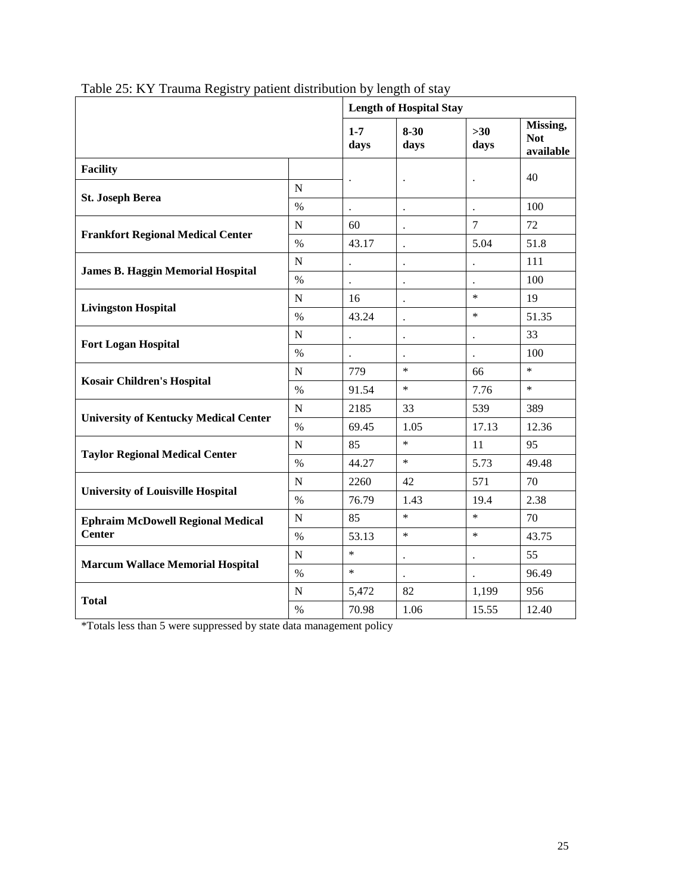Table 25: KY Trauma Registry patient distribution by length of stay

| | | Length of Hospital Stay | | | |
|---|---|---|---|---|---|
| | | 1-7 days | 8-30 days | >30 days | Missing, Not available |
| **Facility** | | | | | |
| **St. Joseph Berea** | N | . | . | . | 40 |
| | % | . | . | . | 100 |
| **Frankfort Regional Medical Center** | N | 60 | . | 7 | 72 |
| | % | 43.17 | . | 5.04 | 51.8 |
| **James B. Haggin Memorial Hospital** | N | . | . | . | 111 |
| | % | . | . | . | 100 |
| **Livingston Hospital** | N | 16 | . | * | 19 |
| | % | 43.24 | . | * | 51.35 |
| **Fort Logan Hospital** | N | . | . | . | 33 |
| | % | . | . | . | 100 |
| **Kosair Children's Hospital** | N | 779 | * | 66 | * |
| | % | 91.54 | * | 7.76 | * |
| **University of Kentucky Medical Center** | N | 2185 | 33 | 539 | 389 |
| | % | 69.45 | 1.05 | 17.13 | 12.36 |
| **Taylor Regional Medical Center** | N | 85 | * | 11 | 95 |
| | % | 44.27 | * | 5.73 | 49.48 |
| **University of Louisville Hospital** | N | 2260 | 42 | 571 | 70 |
| | % | 76.79 | 1.43 | 19.4 | 2.38 |
| **Ephraim McDowell Regional Medical Center** | N | 85 | * | * | 70 |
| | % | 53.13 | * | * | 43.75 |
| **Marcum Wallace Memorial Hospital** | N | * | . | . | 55 |
| | % | * | . | . | 96.49 |
| **Total** | N | 5,472 | 82 | 1,199 | 956 |
| | % | 70.98 | 1.06 | 15.55 | 12.40 |

*Totals less than 5 were suppressed by state data management policy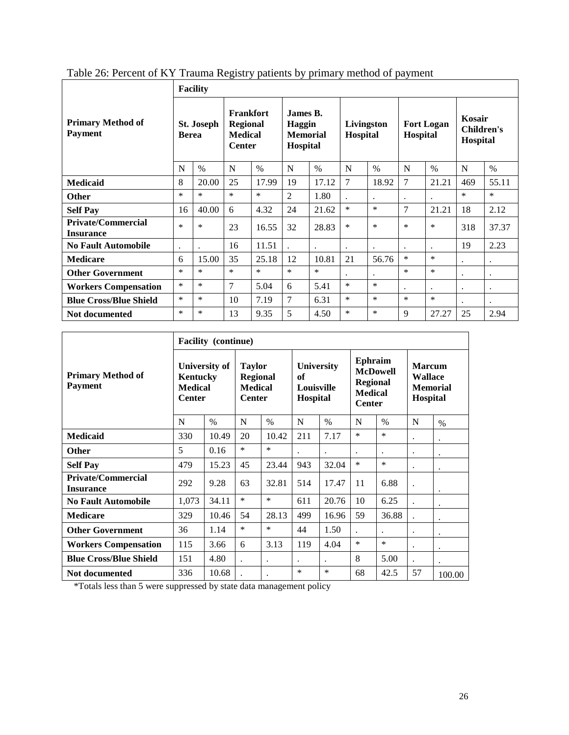Table 26: Percent of KY Trauma Registry patients by primary method of payment

| Primary Method of Payment | Facility | | | | | | | | | | | |
|---|---|---|---|---|---|---|---|---|---|---|---|---|
| | St. Joseph Berea | | Frankfort Regional Medical Center | | James B. Haggin Memorial Hospital | | Livingston Hospital | | Fort Logan Hospital | | Kosair Children's Hospital | |
| | N | % | N | % | N | % | N | % | N | % | N | % |
| **Medicaid** | 8 | 20.00 | 25 | 17.99 | 19 | 17.12 | 7 | 18.92 | 7 | 21.21 | 469 | 55.11 |
| **Other** | * | * | * | * | 2 | 1.80 | . | . | . | . | * | * |
| **Self Pay** | 16 | 40.00 | 6 | 4.32 | 24 | 21.62 | * | * | 7 | 21.21 | 18 | 2.12 |
| **Private/Commercial Insurance** | * | * | 23 | 16.55 | 32 | 28.83 | * | * | * | * | 318 | 37.37 |
| **No Fault Automobile** | . | . | 16 | 11.51 | . | . | . | . | . | . | 19 | 2.23 |
| **Medicare** | 6 | 15.00 | 35 | 25.18 | 12 | 10.81 | 21 | 56.76 | * | * | . | . |
| **Other Government** | * | * | * | * | * | * | . | . | * | * | . | . |
| **Workers Compensation** | * | * | 7 | 5.04 | 6 | 5.41 | * | * | . | . | . | . |
| **Blue Cross/Blue Shield** | * | * | 10 | 7.19 | 7 | 6.31 | * | * | * | * | . | . |
| **Not documented** | * | * | 13 | 9.35 | 5 | 4.50 | * | * | 9 | 27.27 | 25 | 2.94 |

| Primary Method of Payment | Facility (continue) | | | | | | | | | |
|---|---|---|---|---|---|---|---|---|---|---|
| | University of Kentucky Medical Center | | Taylor Regional Medical Center | | University of Louisville Hospital | | Ephraim McDowell Regional Medical Center | | Marcum Wallace Memorial Hospital | |
| | N | % | N | % | N | % | N | % | N | % |
| **Medicaid** | 330 | 10.49 | 20 | 10.42 | 211 | 7.17 | * | * | . | . |
| **Other** | 5 | 0.16 | * | * | . | . | . | . | . | . |
| **Self Pay** | 479 | 15.23 | 45 | 23.44 | 943 | 32.04 | * | * | . | . |
| **Private/Commercial Insurance** | 292 | 9.28 | 63 | 32.81 | 514 | 17.47 | 11 | 6.88 | . | . |
| **No Fault Automobile** | 1,073 | 34.11 | * | * | 611 | 20.76 | 10 | 6.25 | . | . |
| **Medicare** | 329 | 10.46 | 54 | 28.13 | 499 | 16.96 | 59 | 36.88 | . | . |
| **Other Government** | 36 | 1.14 | * | * | 44 | 1.50 | . | . | . | . |
| **Workers Compensation** | 115 | 3.66 | 6 | 3.13 | 119 | 4.04 | * | * | . | . |
| **Blue Cross/Blue Shield** | 151 | 4.80 | . | . | . | . | 8 | 5.00 | . | . |
| **Not documented** | 336 | 10.68 | . | . | * | * | 68 | 42.5 | 57 | 100.00 |

*Totals less than 5 were suppressed by state data management policy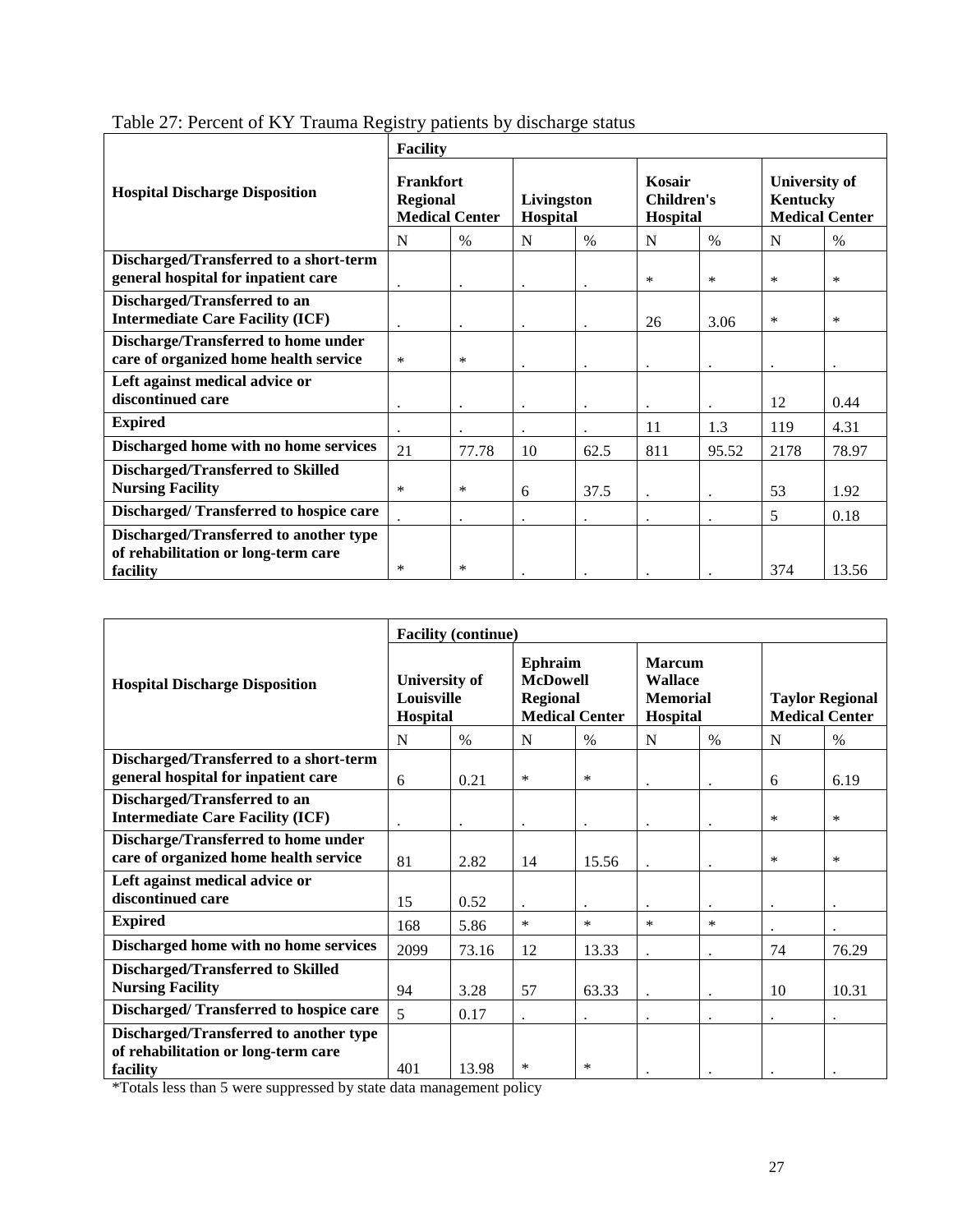Table 27: Percent of KY Trauma Registry patients by discharge status

| Hospital Discharge Disposition | Facility | | | | | | | |
|---|---|---|---|---|---|---|---|---|
| | Frankfort Regional Medical Center | | Livingston Hospital | | Kosair Children's Hospital | | University of Kentucky Medical Center | |
| | N | % | N | % | N | % | N | % |
| Discharged/Transferred to a short-term general hospital for inpatient care | . | . | . | . | * | * | * | * |
| Discharged/Transferred to an Intermediate Care Facility (ICF) | . | . | . | . | 26 | 3.06 | * | * |
| Discharge/Transferred to home under care of organized home health service | * | * | . | . | . | . | . | . |
| Left against medical advice or discontinued care | . | . | . | . | . | . | 12 | 0.44 |
| Expired | . | . | . | . | 11 | 1.3 | 119 | 4.31 |
| Discharged home with no home services | 21 | 77.78 | 10 | 62.5 | 811 | 95.52 | 2178 | 78.97 |
| Discharged/Transferred to Skilled Nursing Facility | * | * | 6 | 37.5 | . | . | 53 | 1.92 |
| Discharged/ Transferred to hospice care | . | . | . | . | . | . | 5 | 0.18 |
| Discharged/Transferred to another type of rehabilitation or long-term care facility | * | * | . | . | . | . | 374 | 13.56 |

| Hospital Discharge Disposition | Facility (continue) | | | | | | | |
|---|---|---|---|---|---|---|---|---|
| | University of Louisville Hospital | | Ephraim McDowell Regional Medical Center | | Marcum Wallace Memorial Hospital | | Taylor Regional Medical Center | |
| | N | % | N | % | N | % | N | % |
| Discharged/Transferred to a short-term general hospital for inpatient care | 6 | 0.21 | * | * | . | . | 6 | 6.19 |
| Discharged/Transferred to an Intermediate Care Facility (ICF) | . | . | . | . | . | . | * | * |
| Discharge/Transferred to home under care of organized home health service | 81 | 2.82 | 14 | 15.56 | . | . | * | * |
| Left against medical advice or discontinued care | 15 | 0.52 | . | . | . | . | . | . |
| Expired | 168 | 5.86 | * | * | * | * | . | . |
| Discharged home with no home services | 2099 | 73.16 | 12 | 13.33 | . | . | 74 | 76.29 |
| Discharged/Transferred to Skilled Nursing Facility | 94 | 3.28 | 57 | 63.33 | . | . | 10 | 10.31 |
| Discharged/ Transferred to hospice care | 5 | 0.17 | . | . | . | . | . | . |
| Discharged/Transferred to another type of rehabilitation or long-term care facility | 401 | 13.98 | * | * | . | . | . | . |

*Totals less than 5 were suppressed by state data management policy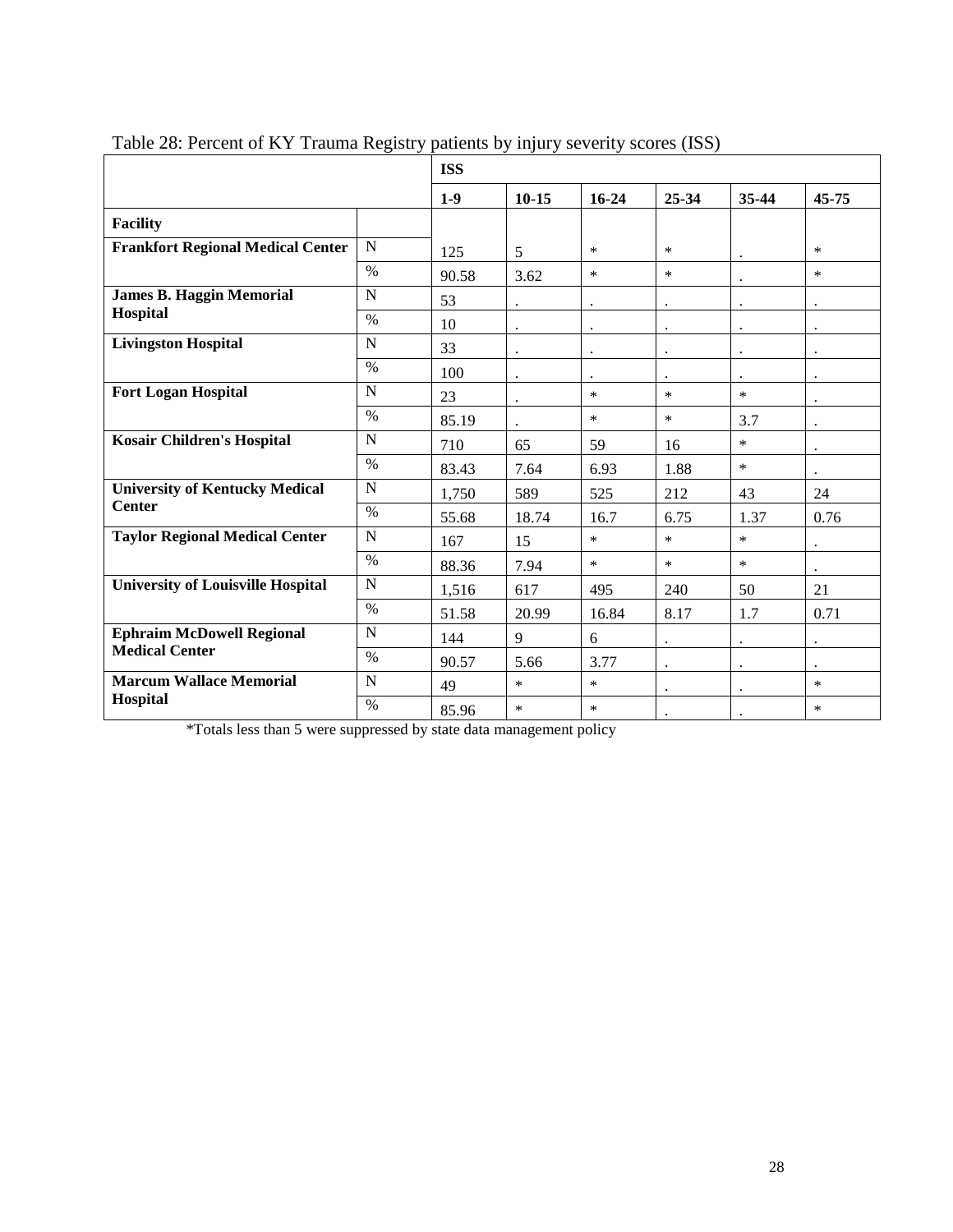Table 28: Percent of KY Trauma Registry patients by injury severity scores (ISS)

| | | ISS | | | | | |
|---|---|---|---|---|---|---|---|
| | | 1-9 | 10-15 | 16-24 | 25-34 | 35-44 | 45-75 |
| **Facility** | | | | | | | |
| **Frankfort Regional Medical Center** | N | 125 | 5 | * | * | . | * |
| | % | 90.58 | 3.62 | * | * | . | * |
| **James B. Haggin Memorial Hospital** | N | 53 | . | . | . | . | . |
| | % | 10 | . | . | . | . | . |
| **Livingston Hospital** | N | 33 | . | . | . | . | . |
| | % | 100 | . | . | . | . | . |
| **Fort Logan Hospital** | N | 23 | . | * | * | * | . |
| | % | 85.19 | . | * | * | 3.7 | . |
| **Kosair Children's Hospital** | N | 710 | 65 | 59 | 16 | * | . |
| | % | 83.43 | 7.64 | 6.93 | 1.88 | * | . |
| **University of Kentucky Medical Center** | N | 1,750 | 589 | 525 | 212 | 43 | 24 |
| | % | 55.68 | 18.74 | 16.7 | 6.75 | 1.37 | 0.76 |
| **Taylor Regional Medical Center** | N | 167 | 15 | * | * | * | . |
| | % | 88.36 | 7.94 | * | * | * | . |
| **University of Louisville Hospital** | N | 1,516 | 617 | 495 | 240 | 50 | 21 |
| | % | 51.58 | 20.99 | 16.84 | 8.17 | 1.7 | 0.71 |
| **Ephraim McDowell Regional Medical Center** | N | 144 | 9 | 6 | . | . | . |
| | % | 90.57 | 5.66 | 3.77 | . | . | . |
| **Marcum Wallace Memorial Hospital** | N | 49 | * | * | . | . | * |
| | % | 85.96 | * | * | . | . | * |

*Totals less than 5 were suppressed by state data management policy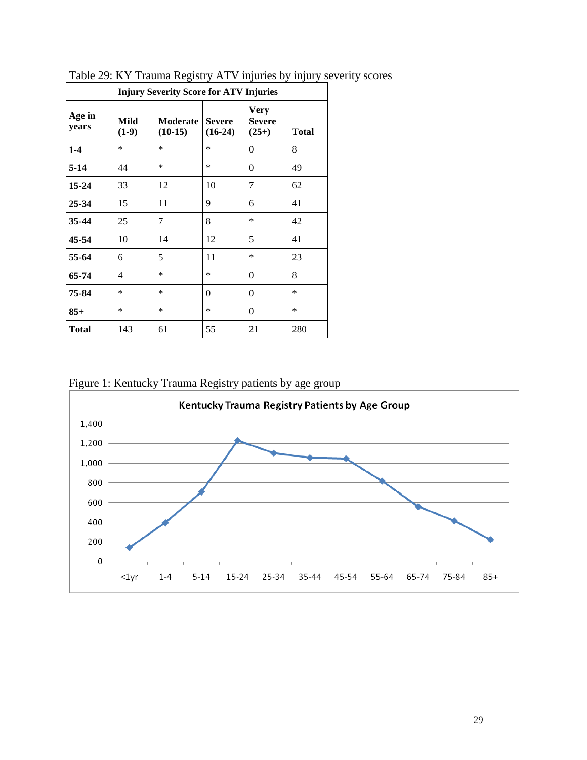Table 29: KY Trauma Registry ATV injuries by injury severity scores

| | Injury Severity Score for ATV Injuries | | | | |
|---|---|---|---|---|---|
| **Age in years** | **Mild (1-9)** | **Moderate (10-15)** | **Severe (16-24)** | **Very Severe (25+)** | **Total** |
| **1-4** | * | * | * | 0 | 8 |
| **5-14** | 44 | * | * | 0 | 49 |
| **15-24** | 33 | 12 | 10 | 7 | 62 |
| **25-34** | 15 | 11 | 9 | 6 | 41 |
| **35-44** | 25 | 7 | 8 | * | 42 |
| **45-54** | 10 | 14 | 12 | 5 | 41 |
| **55-64** | 6 | 5 | 11 | * | 23 |
| **65-74** | 4 | * | * | 0 | 8 |
| **75-84** | * | * | 0 | 0 | * |
| **85+** | * | * | * | 0 | * |
| **Total** | 143 | 61 | 55 | 21 | 280 |

Figure 1: Kentucky Trauma Registry patients by age group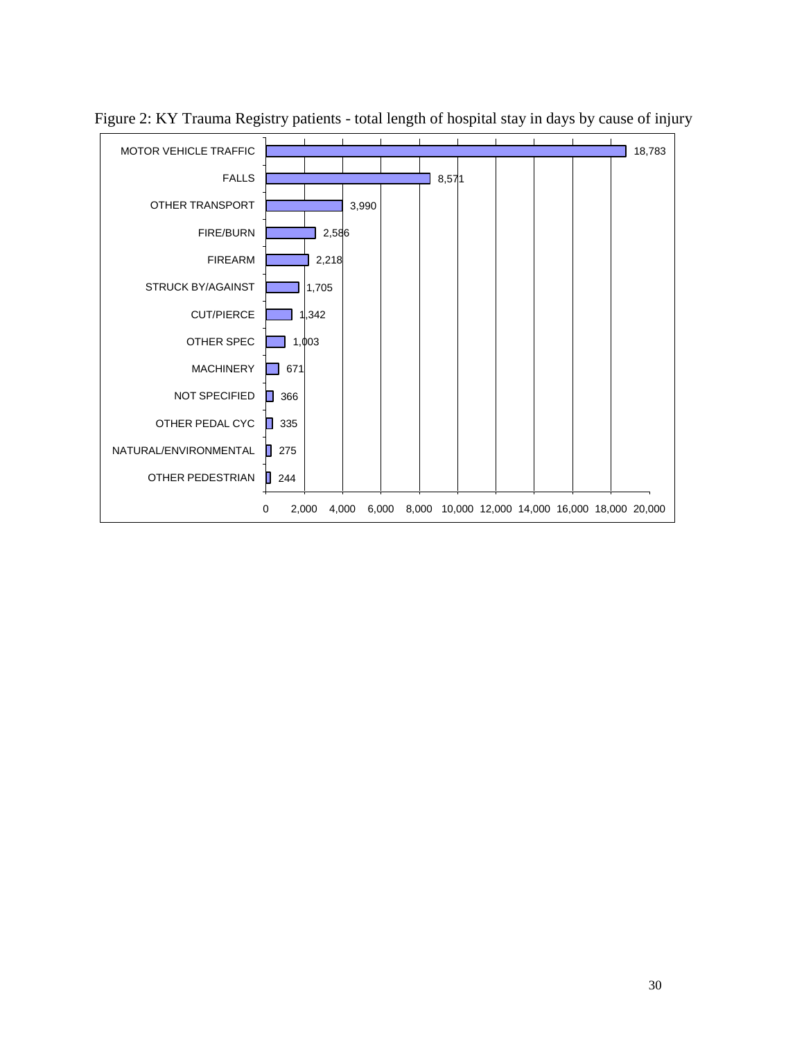Figure 2: KY Trauma Registry patients - total length of hospital stay in days by cause of injury

MOTOR VEHICLE TRAFFIC 18,783
FALLS 8,571
OTHER TRANSPORT 3,990
FIRE/BURN 2,586
FIREARM 2,218
STRUCK BY/AGAINST 1,705
CUT/PIERCE 1,342
OTHER SPEC 1,003
MACHINERY 671
NOT SPECIFIED 366
OTHER PEDAL CYC 335
NATURAL/ENVIRONMENTAL 275
OTHER PEDESTRIAN 244

0 2,000 4,000 6,000 8,000 10,000 12,000 14,000 16,000 18,000 20,000